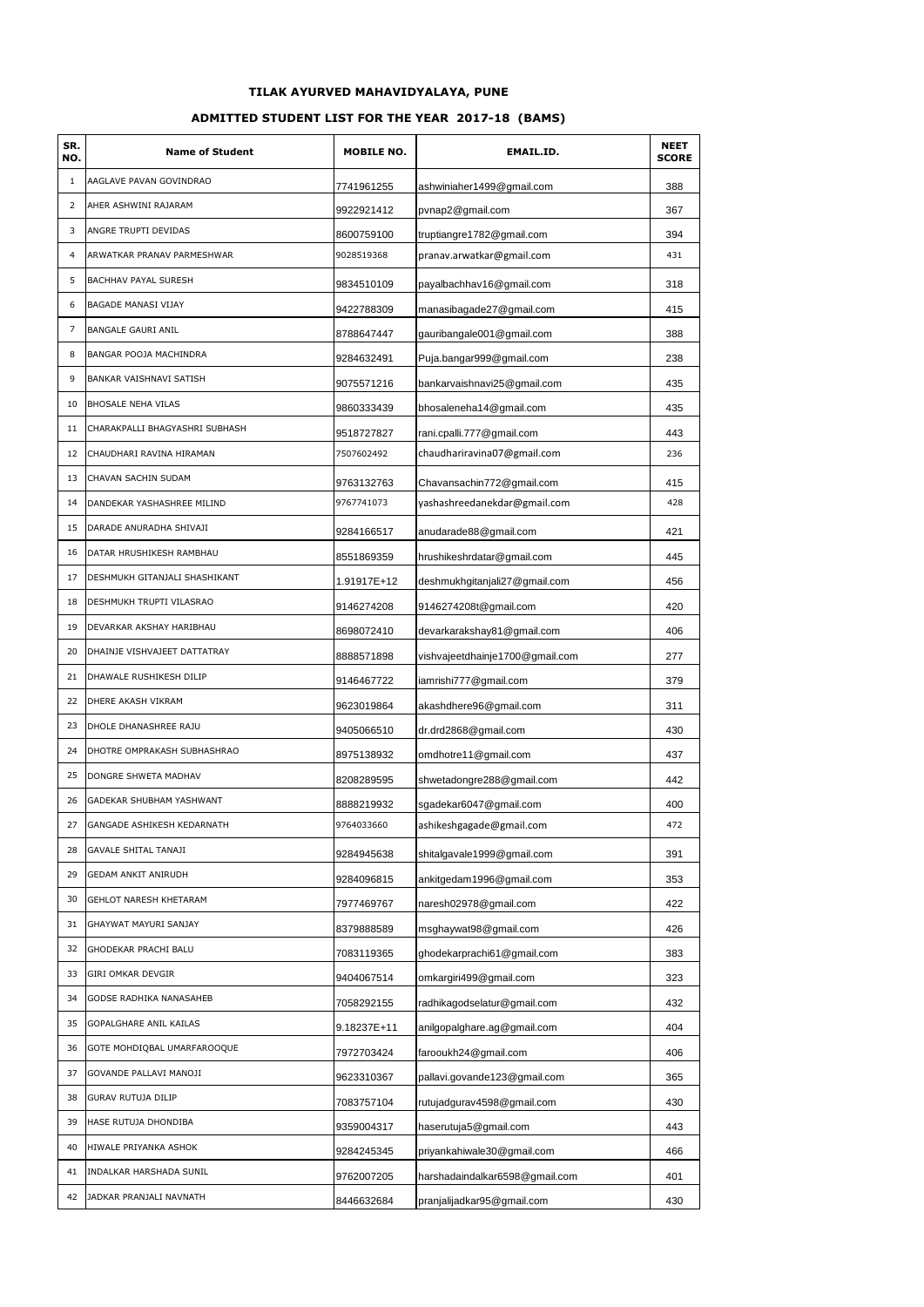# TILAK AYURVED MAHAVIDYALAYA, PUNE

## ADMITTED STUDENT LIST FOR THE YEAR 2017-18 (BAMS)

| SR. NO. | Name of Student | MOBILE NO. | EMAIL.ID. | NEET SCORE |
|---|---|---|---|---|
| 1 | AAGLAVE PAVAN GOVINDRAO | 7741961255 | ashwiniaher1499@gmail.com | 388 |
| 2 | AHER ASHWINI RAJARAM | 9922921412 | pvnap2@gmail.com | 367 |
| 3 | ANGRE TRUPTI DEVIDAS | 8600759100 | truptiangre1782@gmail.com | 394 |
| 4 | ARWATKAR PRANAV PARMESHWAR | 9028519368 | pranav.arwatkar@gmail.com | 431 |
| 5 | BACHHAV PAYAL SURESH | 9834510109 | payalbachhav16@gmail.com | 318 |
| 6 | BAGADE MANASI VIJAY | 9422788309 | manasibagade27@gmail.com | 415 |
| 7 | BANGALE GAURI ANIL | 8788647447 | gauribangale001@gmail.com | 388 |
| 8 | BANGAR POOJA MACHINDRA | 9284632491 | Puja.bangar999@gmail.com | 238 |
| 9 | BANKAR VAISHNAVI SATISH | 9075571216 | bankarvaishnavi25@gmail.com | 435 |
| 10 | BHOSALE NEHA VILAS | 9860333439 | bhosaleneha14@gmail.com | 435 |
| 11 | CHARAKPALLI BHAGYASHRI SUBHASH | 9518727827 | rani.cpalli.777@gmail.com | 443 |
| 12 | CHAUDHARI RAVINA HIRAMAN | 7507602492 | chaudhariravina07@gmail.com | 236 |
| 13 | CHAVAN SACHIN SUDAM | 9763132763 | Chavansachin772@gmail.com | 415 |
| 14 | DANDEKAR YASHASHREE MILIND | 9767741073 | yashashreedanekdar@gmail.com | 428 |
| 15 | DARADE ANURADHA SHIVAJI | 9284166517 | anudarade88@gmail.com | 421 |
| 16 | DATAR HRUSHIKESH RAMBHAU | 8551869359 | hrushikeshrdatar@gmail.com | 445 |
| 17 | DESHMUKH GITANJALI SHASHIKANT | 1.91917E+12 | deshmukhgitanjali27@gmail.com | 456 |
| 18 | DESHMUKH TRUPTI VILASRAO | 9146274208 | 9146274208t@gmail.com | 420 |
| 19 | DEVARKAR AKSHAY HARIBHAU | 8698072410 | devarkarakshay81@gmail.com | 406 |
| 20 | DHAINJE VISHVAJEET DATTATRAY | 8888571898 | vishvajeetdhainje1700@gmail.com | 277 |
| 21 | DHAWALE RUSHIKESH DILIP | 9146467722 | iamrishi777@gmail.com | 379 |
| 22 | DHERE AKASH VIKRAM | 9623019864 | akashdhere96@gmail.com | 311 |
| 23 | DHOLE DHANASHREE RAJU | 9405066510 | dr.drd2868@gmail.com | 430 |
| 24 | DHOTRE OMPRAKASH SUBHASHRAO | 8975138932 | omdhotre11@gmail.com | 437 |
| 25 | DONGRE SHWETA MADHAV | 8208289595 | shwetadongre288@gmail.com | 442 |
| 26 | GADEKAR SHUBHAM YASHWANT | 8888219932 | sgadekar6047@gmail.com | 400 |
| 27 | GANGADE ASHIKESH KEDARNATH | 9764033660 | ashikeshgagade@gmail.com | 472 |
| 28 | GAVALE SHITAL TANAJI | 9284945638 | shitalgavale1999@gmail.com | 391 |
| 29 | GEDAM ANKIT ANIRUDH | 9284096815 | ankitgedam1996@gmail.com | 353 |
| 30 | GEHLOT NARESH KHETARAM | 7977469767 | naresh02978@gmail.com | 422 |
| 31 | GHAYWAT MAYURI SANJAY | 8379888589 | msghaywat98@gmail.com | 426 |
| 32 | GHODEKAR PRACHI BALU | 7083119365 | ghodekarprachi61@gmail.com | 383 |
| 33 | GIRI OMKAR DEVGIR | 9404067514 | omkargiri499@gmail.com | 323 |
| 34 | GODSE RADHIKA NANASAHEB | 7058292155 | radhikagodselatur@gmail.com | 432 |
| 35 | GOPALGHARE ANIL KAILAS | 9.18237E+11 | anilgopalghare.ag@gmail.com | 404 |
| 36 | GOTE MOHDIQBAL UMARFAROOQUE | 7972703424 | farooukh24@gmail.com | 406 |
| 37 | GOVANDE PALLAVI MANOJI | 9623310367 | pallavi.govande123@gmail.com | 365 |
| 38 | GURAV RUTUJA DILIP | 7083757104 | rutujadgurav4598@gmail.com | 430 |
| 39 | HASE RUTUJA DHONDIBA | 9359004317 | haserutuja5@gmail.com | 443 |
| 40 | HIWALE PRIYANKA ASHOK | 9284245345 | priyankahiwale30@gmail.com | 466 |
| 41 | INDALKAR HARSHADA SUNIL | 9762007205 | harshadaindalkar6598@gmail.com | 401 |
| 42 | JADKAR PRANJALI NAVNATH | 8446632684 | pranjalijadkar95@gmail.com | 430 |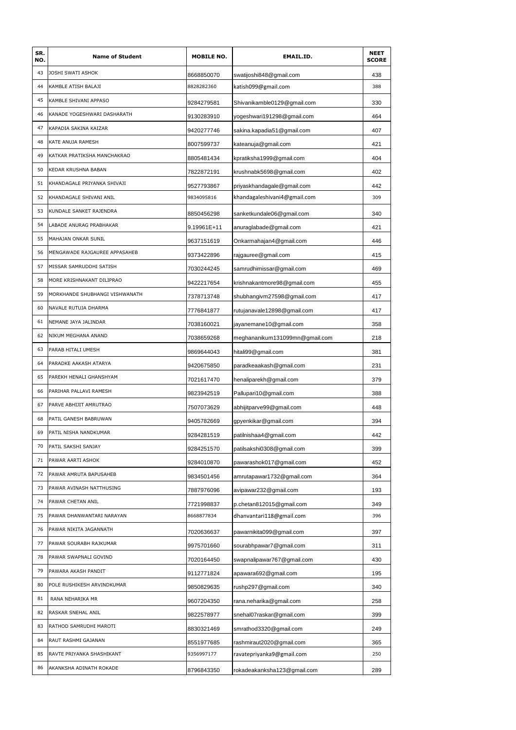| SR. NO. | Name of Student | MOBILE NO. | EMAIL.ID. | NEET SCORE |
|---|---|---|---|---|
| 43 | JOSHI SWATI ASHOK | 8668850070 | swatijoshi848@gmail.com | 438 |
| 44 | KAMBLE ATISH BALAJI | 8828282360 | katish099@gmail.com | 388 |
| 45 | KAMBLE SHIVANI APPASO | 9284279581 | Shivanikamble0129@gmail.com | 330 |
| 46 | KANADE YOGESHWARI DASHARATH | 9130283910 | yogeshwari191298@gmail.com | 464 |
| 47 | KAPADIA SAKINA KAIZAR | 9420277746 | sakina.kapadia51@gmail.com | 407 |
| 48 | KATE ANUJA RAMESH | 8007599737 | kateanuja@gmail.com | 421 |
| 49 | KATKAR PRATIKSHA MANCHAKRAO | 8805481434 | kpratiksha1999@gmail.com | 404 |
| 50 | KEDAR KRUSHNA BABAN | 7822872191 | krushnabk5698@gmail.com | 402 |
| 51 | KHANDAGALE PRIYANKA SHIVAJI | 9527793867 | priyaskhandagale@gmail.com | 442 |
| 52 | KHANDAGALE SHIVANI ANIL | 9834095816 | khandagaleshivani4@gmail.com | 309 |
| 53 | KUNDALE SANKET RAJENDRA | 8850456298 | sanketkundale06@gmail.com | 340 |
| 54 | LABADE ANURAG PRABHAKAR | 9.19961E+11 | anuraglabade@gmail.com | 421 |
| 55 | MAHAJAN ONKAR SUNIL | 9637151619 | Onkarmahajan4@gmail.com | 446 |
| 56 | MENGAWADE RAJGAUREE APPASAHEB | 9373422896 | rajgauree@gmail.com | 415 |
| 57 | MISSAR SAMRUDDHI SATISH | 7030244245 | samrudhimissar@gmail.com | 469 |
| 58 | MORE KRISHNAKANT DILIPRAO | 9422217654 | krishnakantmore98@gmail.com | 455 |
| 59 | MORKHANDE SHUBHANGI VISHWANATH | 7378713748 | shubhangivm27598@gmail.com | 417 |
| 60 | NAVALE RUTUJA DHARMA | 7776841877 | rutujanavale12898@gmail.com | 417 |
| 61 | NEMANE JAYA JALINDAR | 7038160021 | jayanemane10@gmail.com | 358 |
| 62 | NIKUM MEGHANA ANAND | 7038659268 | meghananikum131099mn@gmail.com | 218 |
| 63 | PARAB HITALI UMESH | 9869644043 | hitali99@gmail.com | 381 |
| 64 | PARADKE AAKASH ATARYA | 9420675850 | paradkeaakash@gmail.com | 231 |
| 65 | PAREKH HENALI GHANSHYAM | 7021617470 | henaliparekh@gmail.com | 379 |
| 66 | PARIHAR PALLAVI RAMESH | 9823942519 | Pallupari10@gmail.com | 388 |
| 67 | PARVE ABHIJIT AMRUTRAO | 7507073629 | abhijitparve99@gmail.com | 448 |
| 68 | PATIL GANESH BABRUWAN | 9405782669 | gpyenkikar@gmail.com | 394 |
| 69 | PATIL NISHA NANDKUMAR | 9284281519 | patilnishaa4@gmail.com | 442 |
| 70 | PATIL SAKSHI SANJAY | 9284251570 | patilsakshi0308@gmail.com | 399 |
| 71 | PAWAR AARTI ASHOK | 9284010870 | pawarashok017@gmail.com | 452 |
| 72 | PAWAR AMRUTA BAPUSAHEB | 9834501456 | amrutapawar1732@gmail.com | 364 |
| 73 | PAWAR AVINASH NATTHUSING | 7887976096 | avipawar232@gmail.com | 193 |
| 74 | PAWAR CHETAN ANIL | 7721998837 | p.chetan812015@gmail.com | 349 |
| 75 | PAWAR DHANWANTARI NARAYAN | 8668877834 | dhanvantari118@gmail.com | 396 |
| 76 | PAWAR NIKITA JAGANNATH | 7020636637 | pawarnikita099@gmail.com | 397 |
| 77 | PAWAR SOURABH RAJKUMAR | 9975701660 | sourabhpawar7@gmail.com | 311 |
| 78 | PAWAR SWAPNALI GOVIND | 7020164450 | swapnalipawar767@gmail.com | 430 |
| 79 | PAWARA AKASH PANDIT | 9112771824 | apawara692@gmail.com | 195 |
| 80 | POLE RUSHIKESH ARVINDKUMAR | 9850829635 | rushp297@gmail.com | 340 |
| 81 | RANA NEHARIKA MR | 9607204350 | rana.neharika@gmail.com | 258 |
| 82 | RASKAR SNEHAL ANIL | 9822578977 | snehal07raskar@gmail.com | 399 |
| 83 | RATHOD SAMRUDHI MAROTI | 8830321469 | smrathod3320@gmail.com | 249 |
| 84 | RAUT RASHMI GAJANAN | 8551977685 | rashmiraut2020@gmail.com | 365 |
| 85 | RAVTE PRIYANKA SHASHIKANT | 9356997177 | ravatepriyanka9@gmail.com | 250 |
| 86 | AKANKSHA ADINATH ROKADE | 8796843350 | rokadeakanksha123@gmail.com | 289 |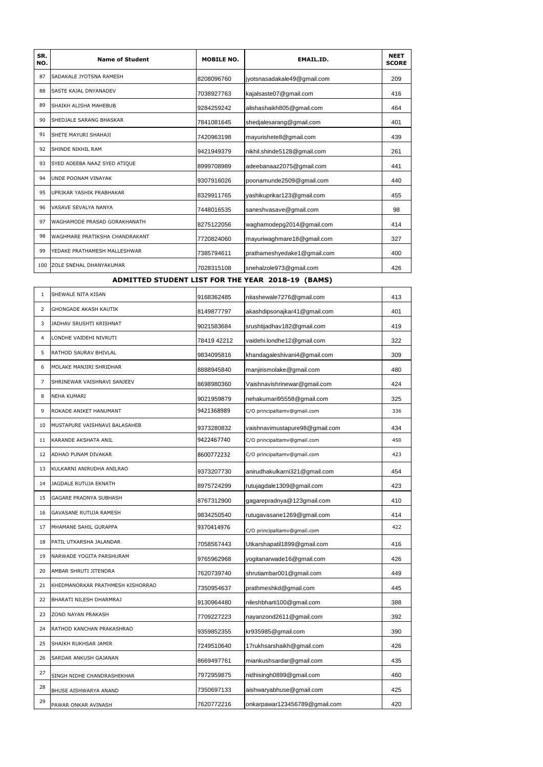| SR. NO. | Name of Student | MOBILE NO. | EMAIL.ID. | NEET SCORE |
|---|---|---|---|---|
| 87 | SADAKALE JYOTSNA RAMESH | 8208096760 | jyotsnasadakale49@gmail.com | 209 |
| 88 | SASTE KAJAL DNYANADEV | 7038927763 | kajalsaste07@gmail.com | 416 |
| 89 | SHAIKH ALISHA MAHEBUB | 9284259242 | alishashaikh805@gmail.com | 464 |
| 90 | SHEDJALE SARANG BHASKAR | 7841081645 | shedjalesarang@gmail.com | 401 |
| 91 | SHETE MAYURI SHAHAJI | 7420963198 | mayurishete8@gmail.com | 439 |
| 92 | SHINDE NIKHIL RAM | 9421949379 | nikhil.shinde5128@gmail.com | 261 |
| 93 | SYED ADEEBA NAAZ SYED ATIQUE | 8999708989 | adeebanaaz2075@gmail.com | 441 |
| 94 | UNDE POONAM VINAYAK | 9307916026 | poonamunde2509@gmail.com | 440 |
| 95 | UPRIKAR YASHIK PRABHAKAR | 8329911765 | yashikuprikar123@gmail.com | 455 |
| 96 | VASAVE SEVALYA NANYA | 7448016535 | saneshvasave@gmail.com | 98 |
| 97 | WAGHAMODE PRASAD GORAKHANATH | 8275122056 | waghamodepg2014@gmail.com | 414 |
| 98 | WAGHMARE PRATIKSHA CHANDRAKANT | 7720824060 | mayuriwaghmare18@gmail.com | 327 |
| 99 | YEDAKE PRATHAMESH MALLESHWAR | 7385794611 | prathameshyedake1@gmail.com | 400 |
| 100 | ZOLE SNEHAL DHANYAKUMAR | 7028315108 | snehalzole973@gmail.com | 426 |

## ADMITTED STUDENT LIST FOR THE YEAR 2018-19 (BAMS)

| SR. NO. | Name of Student | MOBILE NO. | EMAIL.ID. | NEET SCORE |
|---|---|---|---|---|
| 1 | SHEWALE NITA KISAN | 9168362485 | nitashewale7276@gmail.com | 413 |
| 2 | GHONGADE AKASH KAUTIK | 8149877797 | akashdipsonajkar41@gmail.com | 401 |
| 3 | JADHAV SRUSHTI KRISHNAT | 9021583684 | srushtijadhav182@gmail.com | 419 |
| 4 | LONDHE VAIDEHI NIVRUTI | 78419 42212 | vaidehi.londhe12@gmail.com | 322 |
| 5 | RATHOD SAURAV BHIVLAL | 9834095816 | khandagaleshivani4@gmail.com | 309 |
| 6 | MOLAKE MANJIRI SHRIDHAR | 8888945840 | manjirismolake@gmail.com | 480 |
| 7 | SHRINEWAR VAISHNAVI SANJEEV | 8698980360 | Vaishnavishrinewar@gmail.com | 424 |
| 8 | NEHA KUMARI | 9021959879 | nehakumari95558@gmail.com | 325 |
| 9 | ROKADE ANIKET HANUMANT | 9421368989 | C/O principaltamv@gmail.com | 336 |
| 10 | MUSTAPURE VAISHNAVI BALASAHEB | 9373280832 | vaishnavimustapure98@gmail.com | 434 |
| 11 | KARANDE AKSHATA ANIL | 9422467740 | C/O principaltamv@gmail.com | 450 |
| 12 | ADHAO PUNAM DIVAKAR | 8600772232 | C/O principaltamv@gmail.com | 423 |
| 13 | KULKARNI ANIRUDHA ANILRAO | 9373207730 | anirudhakulkarni321@gmail.com | 454 |
| 14 | JAGDALE RUTUJA EKNATH | 8975724299 | rutujagdale1309@gmail.com | 423 |
| 15 | GAGARE PRADNYA SUBHASH | 8767312900 | gagarepradnya@123gmail.com | 410 |
| 16 | GAVASANE RUTUJA RAMESH | 9834250540 | rutugavasane1269@gmail.com | 414 |
| 17 | MHAMANE SAHIL GURAPPA | 9370414976 | C/O principaltamv@gmail.com | 422 |
| 18 | PATIL UTKARSHA JALANDAR | 7058567443 | Utkarshapatil1899@gmail.com | 416 |
| 19 | NARWADE YOGITA PARSHURAM | 9765962968 | yogitanarwade16@gmail.com | 426 |
| 20 | AMBAR SHRUTI JITENDRA | 7620739740 | shrutiambar001@gmail.com | 449 |
| 21 | KHEDMANORKAR PRATHMESH KISHORRAO | 7350954637 | prathmeshkd@gmail.com | 445 |
| 22 | BHARATI NILESH DHARMRAJ | 9130964480 | nileshbharti100@gmail.com | 388 |
| 23 | ZOND NAYAN PRAKASH | 7709227223 | nayanzond2611@gmail.com | 392 |
| 24 | RATHOD KANCHAN PRAKASHRAO | 9359852355 | kr935985@gmail.com | 390 |
| 25 | SHAIKH RUKHSAR JAMIR | 7249510640 | 17rukhsarshaikh@gmail.com | 426 |
| 26 | SARDAR ANKUSH GAJANAN | 8669497761 | miankushsardar@gmail.com | 435 |
| 27 | SINGH NIDHE CHANDRASHEKHAR | 7972959875 | nidhisingh0899@gmail.com | 460 |
| 28 | BHUSE AISHWARYA ANAND | 7350697133 | aishwaryabhuse@gmail.com | 425 |
| 29 | PAWAR ONKAR AVINASH | 7620772216 | onkarpawar123456789@gmail.com | 420 |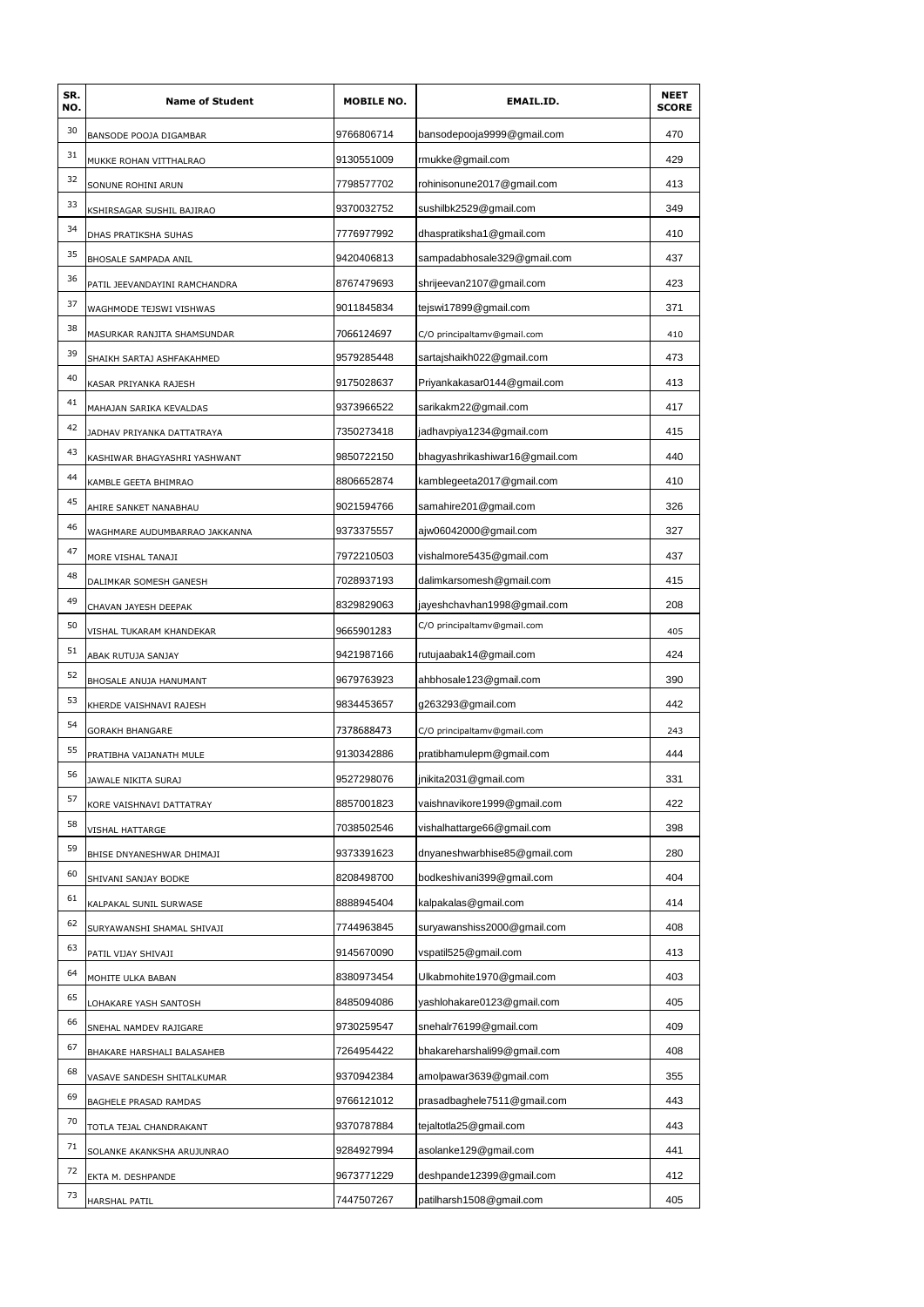| SR. NO. | Name of Student | MOBILE NO. | EMAIL.ID. | NEET SCORE |
|---|---|---|---|---|
| 30 | BANSODE POOJA DIGAMBAR | 9766806714 | bansodepooja9999@gmail.com | 470 |
| 31 | MUKKE ROHAN VITTHALRAO | 9130551009 | rmukke@gmail.com | 429 |
| 32 | SONUNE ROHINI ARUN | 7798577702 | rohinisonune2017@gmail.com | 413 |
| 33 | KSHIRSAGAR SUSHIL BAJIRAO | 9370032752 | sushilbk2529@gmail.com | 349 |
| 34 | DHAS PRATIKSHA SUHAS | 7776977992 | dhaspratiksha1@gmail.com | 410 |
| 35 | BHOSALE SAMPADA ANIL | 9420406813 | sampadabhosale329@gmail.com | 437 |
| 36 | PATIL JEEVANDAYINI RAMCHANDRA | 8767479693 | shrijeevan2107@gmail.com | 423 |
| 37 | WAGHMODE TEJSWI VISHWAS | 9011845834 | tejswi17899@gmail.com | 371 |
| 38 | MASURKAR RANJITA SHAMSUNDAR | 7066124697 | C/O principaltamv@gmail.com | 410 |
| 39 | SHAIKH SARTAJ ASHFAKAHMED | 9579285448 | sartajshaikh022@gmail.com | 473 |
| 40 | KASAR PRIYANKA RAJESH | 9175028637 | Priyankakasar0144@gmail.com | 413 |
| 41 | MAHAJAN SARIKA KEVALDAS | 9373966522 | sarikakm22@gmail.com | 417 |
| 42 | JADHAV PRIYANKA DATTATRAYA | 7350273418 | jadhavpiya1234@gmail.com | 415 |
| 43 | KASHIWAR BHAGYASHRI YASHWANT | 9850722150 | bhagyashrikashiwar16@gmail.com | 440 |
| 44 | KAMBLE GEETA BHIMRAO | 8806652874 | kamblegeeta2017@gmail.com | 410 |
| 45 | AHIRE SANKET NANABHAU | 9021594766 | samahire201@gmail.com | 326 |
| 46 | WAGHMARE AUDUMBARRAO JAKKANNA | 9373375557 | ajw06042000@gmail.com | 327 |
| 47 | MORE VISHAL TANAJI | 7972210503 | vishalmore5435@gmail.com | 437 |
| 48 | DALIMKAR SOMESH GANESH | 7028937193 | dalimkarsomesh@gmail.com | 415 |
| 49 | CHAVAN JAYESH DEEPAK | 8329829063 | jayeshchavhan1998@gmail.com | 208 |
| 50 | VISHAL TUKARAM KHANDEKAR | 9665901283 | C/O principaltamv@gmail.com | 405 |
| 51 | ABAK RUTUJA SANJAY | 9421987166 | rutujaabak14@gmail.com | 424 |
| 52 | BHOSALE ANUJA HANUMANT | 9679763923 | ahbhosale123@gmail.com | 390 |
| 53 | KHERDE VAISHNAVI RAJESH | 9834453657 | g263293@gmail.com | 442 |
| 54 | GORAKH BHANGARE | 7378688473 | C/O principaltamv@gmail.com | 243 |
| 55 | PRATIBHA VAIJANATH MULE | 9130342886 | pratibhamulepm@gmail.com | 444 |
| 56 | JAWALE NIKITA SURAJ | 9527298076 | jnikita2031@gmail.com | 331 |
| 57 | KORE VAISHNAVI DATTATRAY | 8857001823 | vaishnavikore1999@gmail.com | 422 |
| 58 | VISHAL HATTARGE | 7038502546 | vishalhattarge66@gmail.com | 398 |
| 59 | BHISE DNYANESHWAR DHIMAJI | 9373391623 | dnyaneshwarbhise85@gmail.com | 280 |
| 60 | SHIVANI SANJAY BODKE | 8208498700 | bodkeshivani399@gmail.com | 404 |
| 61 | KALPAKAL SUNIL SURWASE | 8888945404 | kalpakalas@gmail.com | 414 |
| 62 | SURYAWANSHI SHAMAL SHIVAJI | 7744963845 | suryawanshiss2000@gmail.com | 408 |
| 63 | PATIL VIJAY SHIVAJI | 9145670090 | vspatil525@gmail.com | 413 |
| 64 | MOHITE ULKA BABAN | 8380973454 | Ulkabmohite1970@gmail.com | 403 |
| 65 | LOHAKARE YASH SANTOSH | 8485094086 | yashlohakare0123@gmail.com | 405 |
| 66 | SNEHAL NAMDEV RAJIGARE | 9730259547 | snehalr76199@gmail.com | 409 |
| 67 | BHAKARE HARSHALI BALASAHEB | 7264954422 | bhakareharshali99@gmail.com | 408 |
| 68 | VASAVE SANDESH SHITALKUMAR | 9370942384 | amolpawar3639@gmail.com | 355 |
| 69 | BAGHELE PRASAD RAMDAS | 9766121012 | prasadbaghele7511@gmail.com | 443 |
| 70 | TOTLA TEJAL CHANDRAKANT | 9370787884 | tejaltotla25@gmail.com | 443 |
| 71 | SOLANKE AKANKSHA ARUJUNRAO | 9284927994 | asolanke129@gmail.com | 441 |
| 72 | EKTA M. DESHPANDE | 9673771229 | deshpande12399@gmail.com | 412 |
| 73 | HARSHAL PATIL | 7447507267 | patilharsh1508@gmail.com | 405 |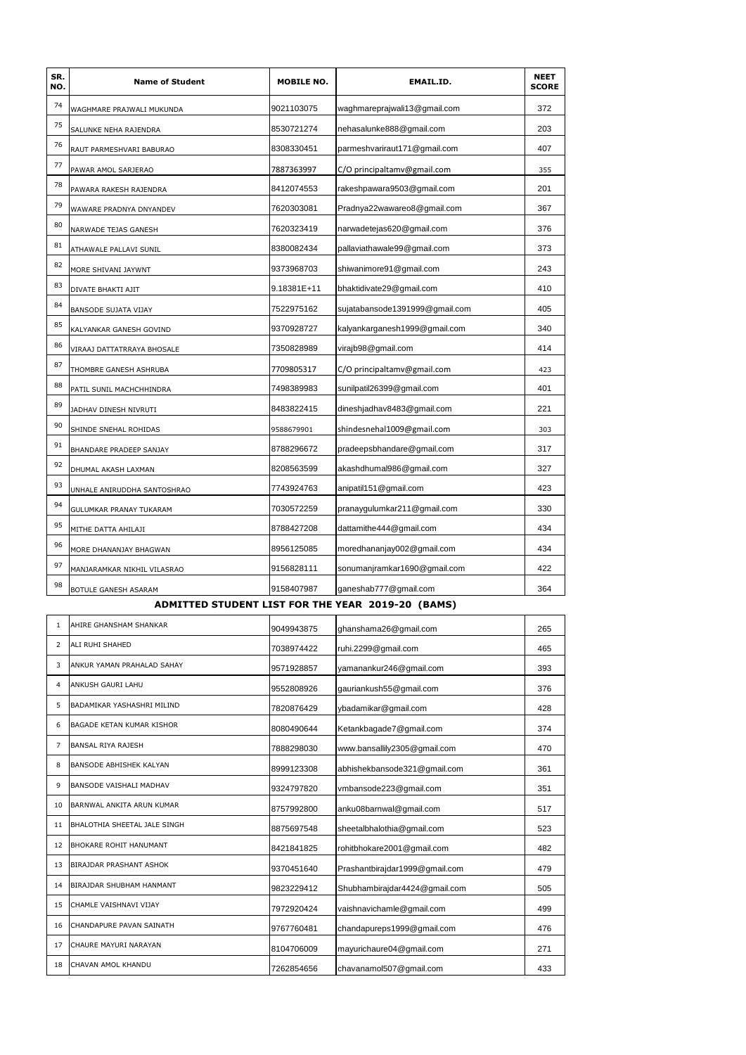| SR. NO. | Name of Student | MOBILE NO. | EMAIL.ID. | NEET SCORE |
|---|---|---|---|---|
| 74 | WAGHMARE PRAJWALI MUKUNDA | 9021103075 | waghmareprajwali13@gmail.com | 372 |
| 75 | SALUNKE NEHA RAJENDRA | 8530721274 | nehasalunke888@gmail.com | 203 |
| 76 | RAUT PARMESHVARI BABURAO | 8308330451 | parmeshvariraut171@gmail.com | 407 |
| 77 | PAWAR AMOL SARJERAO | 7887363997 | C/O principaltamv@gmail.com | 355 |
| 78 | PAWARA RAKESH RAJENDRA | 8412074553 | rakeshpawara9503@gmail.com | 201 |
| 79 | WAWARE PRADNYA DNYANDEV | 7620303081 | Pradnya22wawareo8@gmail.com | 367 |
| 80 | NARWADE TEJAS GANESH | 7620323419 | narwadetejas620@gmail.com | 376 |
| 81 | ATHAWALE PALLAVI SUNIL | 8380082434 | pallaviathawale99@gmail.com | 373 |
| 82 | MORE SHIVANI JAYWNT | 9373968703 | shiwanimore91@gmail.com | 243 |
| 83 | DIVATE BHAKTI AJIT | 9.18381E+11 | bhaktidivate29@gmail.com | 410 |
| 84 | BANSODE SUJATA VIJAY | 7522975162 | sujatabansode1391999@gmail.com | 405 |
| 85 | KALYANKAR GANESH GOVIND | 9370928727 | kalyankarganesh1999@gmail.com | 340 |
| 86 | VIRAAJ DATTATRRAYA BHOSALE | 7350828989 | virajb98@gmail.com | 414 |
| 87 | THOMBRE GANESH ASHRUBA | 7709805317 | C/O principaltamv@gmail.com | 423 |
| 88 | PATIL SUNIL MACHCHHINDRA | 7498389983 | sunilpatil26399@gmail.com | 401 |
| 89 | JADHAV DINESH NIVRUTI | 8483822415 | dineshjadhav8483@gmail.com | 221 |
| 90 | SHINDE SNEHAL ROHIDAS | 9588679901 | shindesnehal1009@gmail.com | 303 |
| 91 | BHANDARE PRADEEP SANJAY | 8788296672 | pradeepsbhandare@gmail.com | 317 |
| 92 | DHUMAL AKASH LAXMAN | 8208563599 | akashdhumal986@gmail.com | 327 |
| 93 | UNHALE ANIRUDDHA SANTOSHRAO | 7743924763 | anipatil151@gmail.com | 423 |
| 94 | GULUMKAR PRANAY TUKARAM | 7030572259 | pranaygulumkar211@gmail.com | 330 |
| 95 | MITHE DATTA AHILAJI | 8788427208 | dattamithe444@gmail.com | 434 |
| 96 | MORE DHANANJAY BHAGWAN | 8956125085 | moredhananjay002@gmail.com | 434 |
| 97 | MANJARAMKAR NIKHIL VILASRAO | 9156828111 | sonumanjramkar1690@gmail.com | 422 |
| 98 | BOTULE GANESH ASARAM | 9158407987 | ganeshab777@gmail.com | 364 |

## ADMITTED STUDENT LIST FOR THE YEAR 2019-20 (BAMS)

| SR. NO. | Name of Student | MOBILE NO. | EMAIL.ID. | NEET SCORE |
|---|---|---|---|---|
| 1 | AHIRE GHANSHAM SHANKAR | 9049943875 | ghanshama26@gmail.com | 265 |
| 2 | ALI RUHI SHAHED | 7038974422 | ruhi.2299@gmail.com | 465 |
| 3 | ANKUR YAMAN PRAHALAD SAHAY | 9571928857 | yamanankur246@gmail.com | 393 |
| 4 | ANKUSH GAURI LAHU | 9552808926 | gauriankush55@gmail.com | 376 |
| 5 | BADAMIKAR YASHASHRI MILIND | 7820876429 | ybadamikar@gmail.com | 428 |
| 6 | BAGADE KETAN KUMAR KISHOR | 8080490644 | Ketankbagade7@gmail.com | 374 |
| 7 | BANSAL RIYA RAJESH | 7888298030 | www.bansallily2305@gmail.com | 470 |
| 8 | BANSODE ABHISHEK KALYAN | 8999123308 | abhishekbansode321@gmail.com | 361 |
| 9 | BANSODE VAISHALI MADHAV | 9324797820 | vmbansode223@gmail.com | 351 |
| 10 | BARNWAL ANKITA ARUN KUMAR | 8757992800 | anku08barnwal@gmail.com | 517 |
| 11 | BHALOTHIA SHEETAL JALE SINGH | 8875697548 | sheetalbhalothia@gmail.com | 523 |
| 12 | BHOKARE ROHIT HANUMANT | 8421841825 | rohitbhokare2001@gmail.com | 482 |
| 13 | BIRAJDAR PRASHANT ASHOK | 9370451640 | Prashantbirajdar1999@gmail.com | 479 |
| 14 | BIRAJDAR SHUBHAM HANMANT | 9823229412 | Shubhambirajdar4424@gmail.com | 505 |
| 15 | CHAMLE VAISHNAVI VIJAY | 7972920424 | vaishnavichamle@gmail.com | 499 |
| 16 | CHANDAPURE PAVAN SAINATH | 9767760481 | chandapureps1999@gmail.com | 476 |
| 17 | CHAURE MAYURI NARAYAN | 8104706009 | mayurichaure04@gmail.com | 271 |
| 18 | CHAVAN AMOL KHANDU | 7262854656 | chavanamol507@gmail.com | 433 |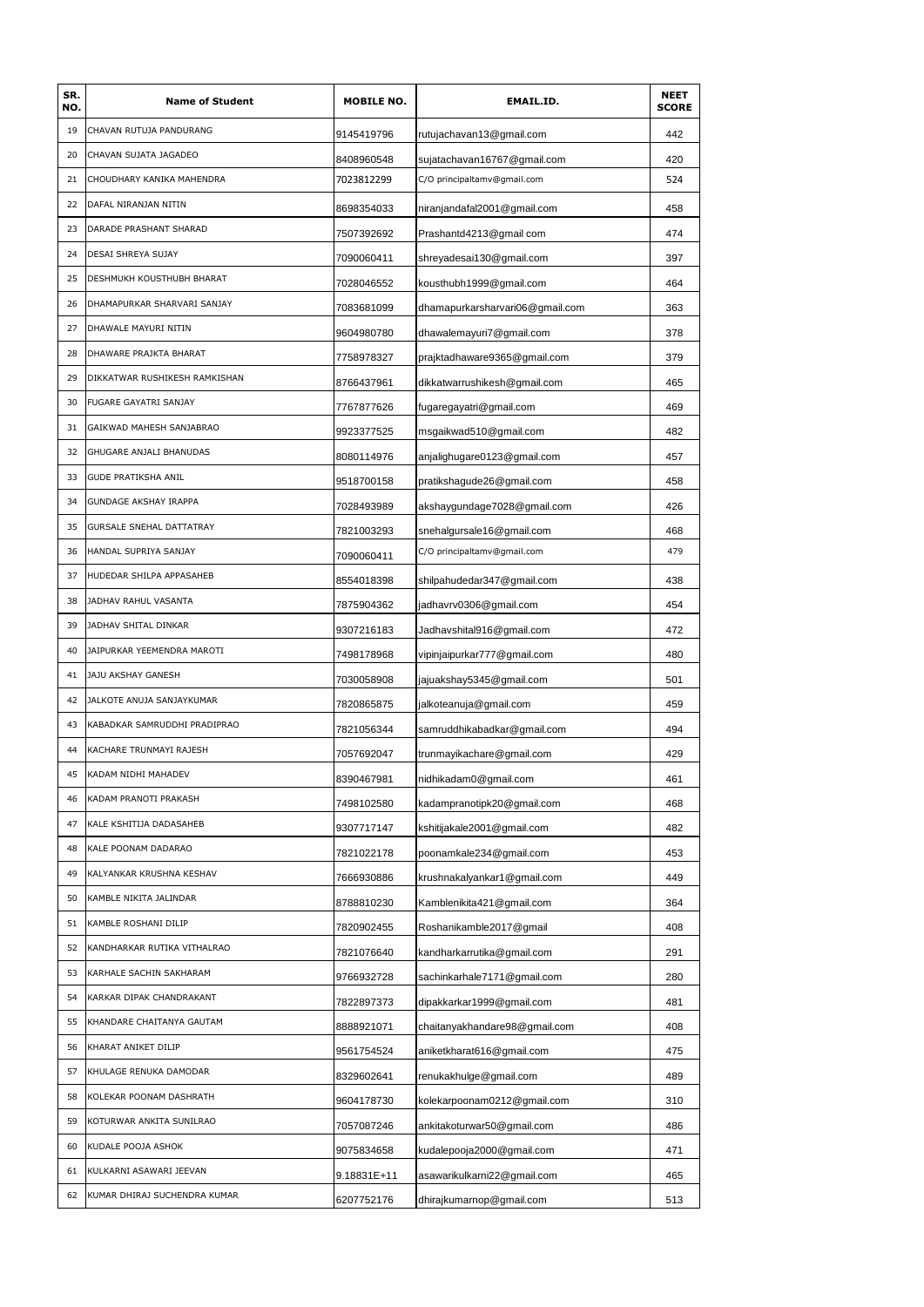| SR. NO. | Name of Student | MOBILE NO. | EMAIL.ID. | NEET SCORE |
|---|---|---|---|---|
| 19 | CHAVAN RUTUJA PANDURANG | 9145419796 | rutujachavan13@gmail.com | 442 |
| 20 | CHAVAN SUJATA JAGADEO | 8408960548 | sujatachavan16767@gmail.com | 420 |
| 21 | CHOUDHARY KANIKA MAHENDRA | 7023812299 | C/O principaltamv@gmail.com | 524 |
| 22 | DAFAL NIRANJAN NITIN | 8698354033 | niranjandafal2001@gmail.com | 458 |
| 23 | DARADE PRASHANT SHARAD | 7507392692 | Prashantd4213@gmail com | 474 |
| 24 | DESAI SHREYA SUJAY | 7090060411 | shreyadesai130@gmail.com | 397 |
| 25 | DESHMUKH KOUSTHUBH BHARAT | 7028046552 | kousthubh1999@gmail.com | 464 |
| 26 | DHAMAPURKAR SHARVARI SANJAY | 7083681099 | dhamapurkarsharvari06@gmail.com | 363 |
| 27 | DHAWALE MAYURI NITIN | 9604980780 | dhawalemayuri7@gmail.com | 378 |
| 28 | DHAWARE PRAJKTA BHARAT | 7758978327 | prajktadhaware9365@gmail.com | 379 |
| 29 | DIKKATWAR RUSHIKESH RAMKISHAN | 8766437961 | dikkatwarrushikesh@gmail.com | 465 |
| 30 | FUGARE GAYATRI SANJAY | 7767877626 | fugaregayatri@gmail.com | 469 |
| 31 | GAIKWAD MAHESH SANJABRAO | 9923377525 | msgaikwad510@gmail.com | 482 |
| 32 | GHUGARE ANJALI BHANUDAS | 8080114976 | anjalighugare0123@gmail.com | 457 |
| 33 | GUDE PRATIKSHA ANIL | 9518700158 | pratikshagude26@gmail.com | 458 |
| 34 | GUNDAGE AKSHAY IRAPPA | 7028493989 | akshaygundage7028@gmail.com | 426 |
| 35 | GURSALE SNEHAL DATTATRAY | 7821003293 | snehalgursale16@gmail.com | 468 |
| 36 | HANDAL SUPRIYA SANJAY | 7090060411 | C/O principaltamv@gmail.com | 479 |
| 37 | HUDEDAR SHILPA APPASAHEB | 8554018398 | shilpahudedar347@gmail.com | 438 |
| 38 | JADHAV RAHUL VASANTA | 7875904362 | jadhavrv0306@gmail.com | 454 |
| 39 | JADHAV SHITAL DINKAR | 9307216183 | Jadhavshital916@gmail.com | 472 |
| 40 | JAIPURKAR YEEMENDRA MAROTI | 7498178968 | vipinjaipurkar777@gmail.com | 480 |
| 41 | JAJU AKSHAY GANESH | 7030058908 | jajuakshay5345@gmail.com | 501 |
| 42 | JALKOTE ANUJA SANJAYKUMAR | 7820865875 | jalkoteanuja@gmail.com | 459 |
| 43 | KABADKAR SAMRUDDHI PRADIPRAO | 7821056344 | samruddhikabadkar@gmail.com | 494 |
| 44 | KACHARE TRUNMAYI RAJESH | 7057692047 | trunmayikachare@gmail.com | 429 |
| 45 | KADAM NIDHI MAHADEV | 8390467981 | nidhikadam0@gmail.com | 461 |
| 46 | KADAM PRANOTI PRAKASH | 7498102580 | kadampranotipk20@gmail.com | 468 |
| 47 | KALE KSHITIJA DADASAHEB | 9307717147 | kshitijakale2001@gmail.com | 482 |
| 48 | KALE POONAM DADARAO | 7821022178 | poonamkale234@gmail.com | 453 |
| 49 | KALYANKAR KRUSHNA KESHAV | 7666930886 | krushnakalyankar1@gmail.com | 449 |
| 50 | KAMBLE NIKITA JALINDAR | 8788810230 | Kamblenikita421@gmail.com | 364 |
| 51 | KAMBLE ROSHANI DILIP | 7820902455 | Roshanikamble2017@gmail | 408 |
| 52 | KANDHARKAR RUTIKA VITHALRAO | 7821076640 | kandharkarrutika@gmail.com | 291 |
| 53 | KARHALE SACHIN SAKHARAM | 9766932728 | sachinkarhale7171@gmail.com | 280 |
| 54 | KARKAR DIPAK CHANDRAKANT | 7822897373 | dipakkarkar1999@gmail.com | 481 |
| 55 | KHANDARE CHAITANYA GAUTAM | 8888921071 | chaitanyakhandare98@gmail.com | 408 |
| 56 | KHARAT ANIKET DILIP | 9561754524 | aniketkharat616@gmail.com | 475 |
| 57 | KHULAGE RENUKA DAMODAR | 8329602641 | renukakhulge@gmail.com | 489 |
| 58 | KOLEKAR POONAM DASHRATH | 9604178730 | kolekarpoonam0212@gmail.com | 310 |
| 59 | KOTURWAR ANKITA SUNILRAO | 7057087246 | ankitakoturwar50@gmail.com | 486 |
| 60 | KUDALE POOJA ASHOK | 9075834658 | kudalepooja2000@gmail.com | 471 |
| 61 | KULKARNI ASAWARI JEEVAN | 9.18831E+11 | asawarikulkarni22@gmail.com | 465 |
| 62 | KUMAR DHIRAJ SUCHENDRA KUMAR | 6207752176 | dhirajkumarnop@gmail.com | 513 |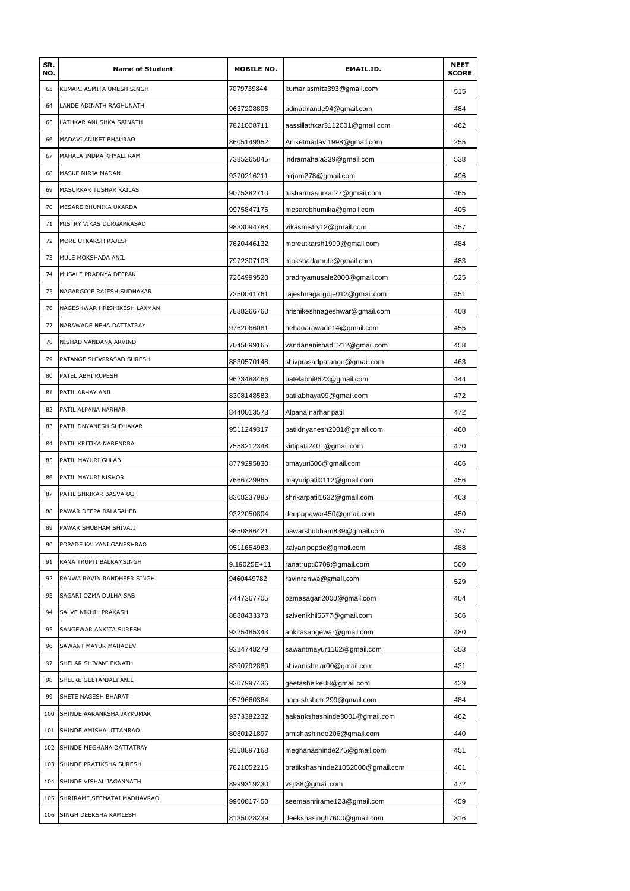| SR. NO. | Name of Student | MOBILE NO. | EMAIL.ID. | NEET SCORE |
|---|---|---|---|---|
| 63 | KUMARI ASMITA UMESH SINGH | 7079739844 | kumariasmita393@gmail.com | 515 |
| 64 | LANDE ADINATH RAGHUNATH | 9637208806 | adinathlande94@gmail.com | 484 |
| 65 | LATHKAR ANUSHKA SAINATH | 7821008711 | aassillathkar3112001@gmail.com | 462 |
| 66 | MADAVI ANIKET BHAURAO | 8605149052 | Aniketmadavi1998@gmail.com | 255 |
| 67 | MAHALA INDRA KHYALI RAM | 7385265845 | indramahala339@gmail.com | 538 |
| 68 | MASKE NIRJA MADAN | 9370216211 | nirjam278@gmail.com | 496 |
| 69 | MASURKAR TUSHAR KAILAS | 9075382710 | tusharmasurkar27@gmail.com | 465 |
| 70 | MESARE BHUMIKA UKARDA | 9975847175 | mesarebhumika@gmail.com | 405 |
| 71 | MISTRY VIKAS DURGAPRASAD | 9833094788 | vikasmistry12@gmail.com | 457 |
| 72 | MORE UTKARSH RAJESH | 7620446132 | moreutkarsh1999@gmail.com | 484 |
| 73 | MULE MOKSHADA ANIL | 7972307108 | mokshadamule@gmail.com | 483 |
| 74 | MUSALE PRADNYA DEEPAK | 7264999520 | pradnyamusale2000@gmail.com | 525 |
| 75 | NAGARGOJE RAJESH SUDHAKAR | 7350041761 | rajeshnagargoje012@gmail.com | 451 |
| 76 | NAGESHWAR HRISHIKESH LAXMAN | 7888266760 | hrishikeshnageshwar@gmail.com | 408 |
| 77 | NARAWADE NEHA DATTATRAY | 9762066081 | nehanarawade14@gmail.com | 455 |
| 78 | NISHAD VANDANA ARVIND | 7045899165 | vandananishad1212@gmail.com | 458 |
| 79 | PATANGE SHIVPRASAD SURESH | 8830570148 | shivprasadpatange@gmail.com | 463 |
| 80 | PATEL ABHI RUPESH | 9623488466 | patelabhi9623@gmail.com | 444 |
| 81 | PATIL ABHAY ANIL | 8308148583 | patilabhaya99@gmail.com | 472 |
| 82 | PATIL ALPANA NARHAR | 8440013573 | Alpana narhar patil | 472 |
| 83 | PATIL DNYANESH SUDHAKAR | 9511249317 | patildnyanesh2001@gmail.com | 460 |
| 84 | PATIL KRITIKA NARENDRA | 7558212348 | kirtipatil2401@gmail.com | 470 |
| 85 | PATIL MAYURI GULAB | 8779295830 | pmayuri606@gmail.com | 466 |
| 86 | PATIL MAYURI KISHOR | 7666729965 | mayuripatil0112@gmail.com | 456 |
| 87 | PATIL SHRIKAR BASVARAJ | 8308237985 | shrikarpatil1632@gmail.com | 463 |
| 88 | PAWAR DEEPA BALASAHEB | 9322050804 | deepapawar450@gmail.com | 450 |
| 89 | PAWAR SHUBHAM SHIVAJI | 9850886421 | pawarshubham839@gmail.com | 437 |
| 90 | POPADE KALYANI GANESHRAO | 9511654983 | kalyanipopde@gmail.com | 488 |
| 91 | RANA TRUPTI BALRAMSINGH | 9.19025E+11 | ranatrupti0709@gmail.com | 500 |
| 92 | RANWA RAVIN RANDHEER SINGH | 9460449782 | ravinranwa@gmail.com | 529 |
| 93 | SAGARI OZMA DULHA SAB | 7447367705 | ozmasagari2000@gmail.com | 404 |
| 94 | SALVE NIKHIL PRAKASH | 8888433373 | salvenikhil5577@gmail.com | 366 |
| 95 | SANGEWAR ANKITA SURESH | 9325485343 | ankitasangewar@gmail.com | 480 |
| 96 | SAWANT MAYUR MAHADEV | 9324748279 | sawantmayur1162@gmail.com | 353 |
| 97 | SHELAR SHIVANI EKNATH | 8390792880 | shivanishelar00@gmail.com | 431 |
| 98 | SHELKE GEETANJALI ANIL | 9307997436 | geetashelke08@gmail.com | 429 |
| 99 | SHETE NAGESH BHARAT | 9579660364 | nageshshete299@gmail.com | 484 |
| 100 | SHINDE AAKANKSHA JAYKUMAR | 9373382232 | aakankshashinde3001@gmail.com | 462 |
| 101 | SHINDE AMISHA UTTAMRAO | 8080121897 | amishashinde206@gmail.com | 440 |
| 102 | SHINDE MEGHANA DATTATRAY | 9168897168 | meghanashinde275@gmail.com | 451 |
| 103 | SHINDE PRATIKSHA SURESH | 7821052216 | pratikshashinde21052000@gmail.com | 461 |
| 104 | SHINDE VISHAL JAGANNATH | 8999319230 | vsjt88@gmail.com | 472 |
| 105 | SHRIRAME SEEMATAI MADHAVRAO | 9960817450 | seemashrirame123@gmail.com | 459 |
| 106 | SINGH DEEKSHA KAMLESH | 8135028239 | deekshasingh7600@gmail.com | 316 |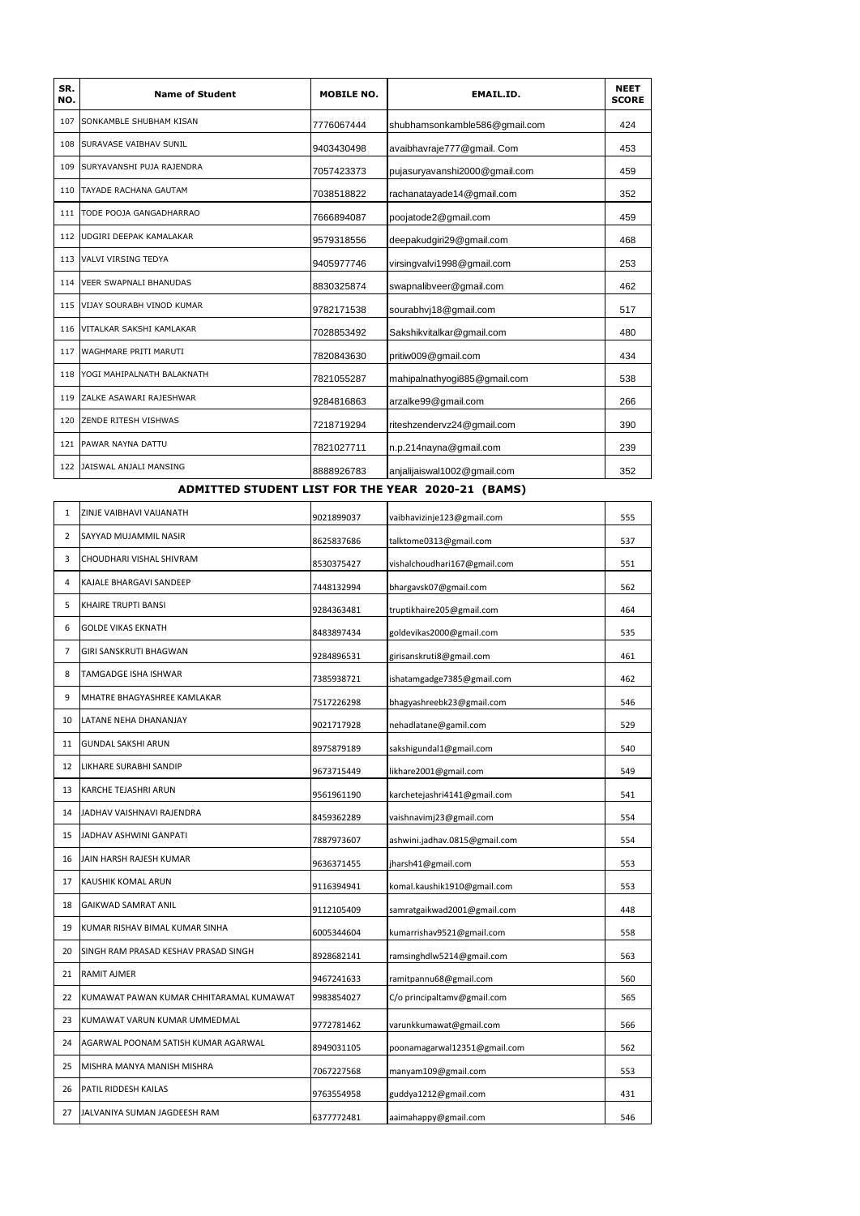| SR. NO. | Name of Student | MOBILE NO. | EMAIL.ID. | NEET SCORE |
|---|---|---|---|---|
| 107 | SONKAMBLE SHUBHAM KISAN | 7776067444 | shubhamsonkamble586@gmail.com | 424 |
| 108 | SURAVASE VAIBHAV SUNIL | 9403430498 | avaibhavraje777@gmail. Com | 453 |
| 109 | SURYAVANSHI PUJA RAJENDRA | 7057423373 | pujasuryavanshi2000@gmail.com | 459 |
| 110 | TAYADE RACHANA GAUTAM | 7038518822 | rachanatayade14@gmail.com | 352 |
| 111 | TODE POOJA GANGADHARRAO | 7666894087 | poojatode2@gmail.com | 459 |
| 112 | UDGIRI DEEPAK KAMALAKAR | 9579318556 | deepakudgiri29@gmail.com | 468 |
| 113 | VALVI VIRSING TEDYA | 9405977746 | virsingvalvi1998@gmail.com | 253 |
| 114 | VEER SWAPNALI BHANUDAS | 8830325874 | swapnalibveer@gmail.com | 462 |
| 115 | VIJAY SOURABH VINOD KUMAR | 9782171538 | sourabhvj18@gmail.com | 517 |
| 116 | VITALKAR SAKSHI KAMLAKAR | 7028853492 | Sakshikvitalkar@gmail.com | 480 |
| 117 | WAGHMARE PRITI MARUTI | 7820843630 | pritiw009@gmail.com | 434 |
| 118 | YOGI MAHIPALNATH BALAKNATH | 7821055287 | mahipalnathyogi885@gmail.com | 538 |
| 119 | ZALKE ASAWARI RAJESHWAR | 9284816863 | arzalke99@gmail.com | 266 |
| 120 | ZENDE RITESH VISHWAS | 7218719294 | riteshzendervz24@gmail.com | 390 |
| 121 | PAWAR NAYNA DATTU | 7821027711 | n.p.214nayna@gmail.com | 239 |
| 122 | JAISWAL ANJALI MANSING | 8888926783 | anjalijaiswal1002@gmail.com | 352 |

## ADMITTED STUDENT LIST FOR THE YEAR 2020-21 (BAMS)

| SR. NO. | Name of Student | MOBILE NO. | EMAIL.ID. | NEET SCORE |
|---|---|---|---|---|
| 1 | ZINJE VAIBHAVI VAIJANATH | 9021899037 | vaibhavizinje123@gmail.com | 555 |
| 2 | SAYYAD MUJAMMIL NASIR | 8625837686 | talktome0313@gmail.com | 537 |
| 3 | CHOUDHARI VISHAL SHIVRAM | 8530375427 | vishalchoudhari167@gmail.com | 551 |
| 4 | KAJALE BHARGAVI SANDEEP | 7448132994 | bhargavsk07@gmail.com | 562 |
| 5 | KHAIRE TRUPTI BANSI | 9284363481 | truptikhaire205@gmail.com | 464 |
| 6 | GOLDE VIKAS EKNATH | 8483897434 | goldevikas2000@gmail.com | 535 |
| 7 | GIRI SANSKRUTI BHAGWAN | 9284896531 | girisanskruti8@gmail.com | 461 |
| 8 | TAMGADGE ISHA ISHWAR | 7385938721 | ishatamgadge7385@gmail.com | 462 |
| 9 | MHATRE BHAGYASHREE KAMLAKAR | 7517226298 | bhagyashreebk23@gmail.com | 546 |
| 10 | LATANE NEHA DHANANJAY | 9021717928 | nehadlatane@gamil.com | 529 |
| 11 | GUNDAL SAKSHI ARUN | 8975879189 | sakshigundal1@gmail.com | 540 |
| 12 | LIKHARE SURABHI SANDIP | 9673715449 | likhare2001@gmail.com | 549 |
| 13 | KARCHE TEJASHRI ARUN | 9561961190 | karchetejashri4141@gmail.com | 541 |
| 14 | JADHAV VAISHNAVI RAJENDRA | 8459362289 | vaishnavimj23@gmail.com | 554 |
| 15 | JADHAV ASHWINI GANPATI | 7887973607 | ashwini.jadhav.0815@gmail.com | 554 |
| 16 | JAIN HARSH RAJESH KUMAR | 9636371455 | jharsh41@gmail.com | 553 |
| 17 | KAUSHIK KOMAL ARUN | 9116394941 | komal.kaushik1910@gmail.com | 553 |
| 18 | GAIKWAD SAMRAT ANIL | 9112105409 | samratgaikwad2001@gmail.com | 448 |
| 19 | KUMAR RISHAV BIMAL KUMAR SINHA | 6005344604 | kumarrishav9521@gmail.com | 558 |
| 20 | SINGH RAM PRASAD KESHAV PRASAD SINGH | 8928682141 | ramsinghdlw5214@gmail.com | 563 |
| 21 | RAMIT AJMER | 9467241633 | ramitpannu68@gmail.com | 560 |
| 22 | KUMAWAT PAWAN KUMAR CHHITARAMAL KUMAWAT | 9983854027 | C/o principaltamv@gmail.com | 565 |
| 23 | KUMAWAT VARUN KUMAR UMMEDMAL | 9772781462 | varunkkumawat@gmail.com | 566 |
| 24 | AGARWAL POONAM SATISH KUMAR AGARWAL | 8949031105 | poonamagarwal12351@gmail.com | 562 |
| 25 | MISHRA MANYA MANISH MISHRA | 7067227568 | manyam109@gmail.com | 553 |
| 26 | PATIL RIDDESH KAILAS | 9763554958 | guddya1212@gmail.com | 431 |
| 27 | JALVANIYA SUMAN JAGDEESH RAM | 6377772481 | aaimahappy@gmail.com | 546 |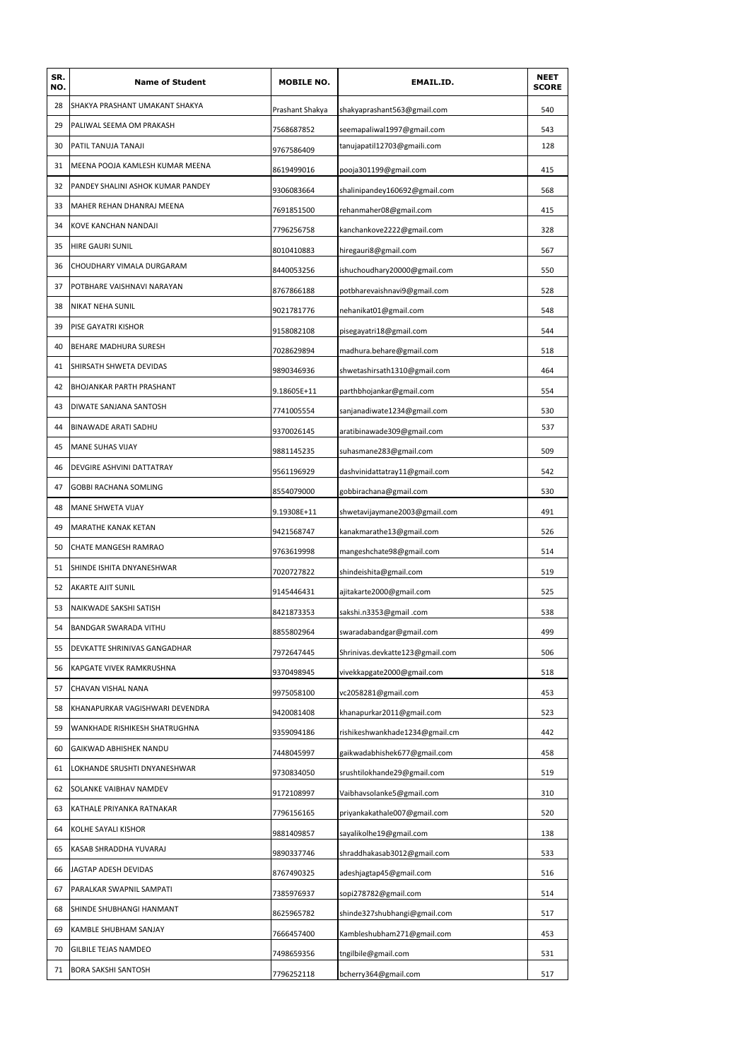| SR. NO. | Name of Student | MOBILE NO. | EMAIL.ID. | NEET SCORE |
|---|---|---|---|---|
| 28 | SHAKYA PRASHANT UMAKANT SHAKYA | Prashant Shakya | shakyaprashant563@gmail.com | 540 |
| 29 | PALIWAL SEEMA OM PRAKASH | 7568687852 | seemapaliwal1997@gmail.com | 543 |
| 30 | PATIL TANUJA TANAJI | 9767586409 | tanujapatil12703@gmaili.com | 128 |
| 31 | MEENA POOJA KAMLESH KUMAR MEENA | 8619499016 | pooja301199@gmail.com | 415 |
| 32 | PANDEY SHALINI ASHOK KUMAR PANDEY | 9306083664 | shalinipandey160692@gmail.com | 568 |
| 33 | MAHER REHAN DHANRAJ MEENA | 7691851500 | rehanmaher08@gmail.com | 415 |
| 34 | KOVE KANCHAN NANDAJI | 7796256758 | kanchankove2222@gmail.com | 328 |
| 35 | HIRE GAURI SUNIL | 8010410883 | hiregauri8@gmail.com | 567 |
| 36 | CHOUDHARY VIMALA DURGARAM | 8440053256 | ishuchoudhary20000@gmail.com | 550 |
| 37 | POTBHARE VAISHNAVI NARAYAN | 8767866188 | potbharevaishnavi9@gmail.com | 528 |
| 38 | NIKAT NEHA SUNIL | 9021781776 | nehanikat01@gmail.com | 548 |
| 39 | PISE GAYATRI KISHOR | 9158082108 | pisegayatri18@gmail.com | 544 |
| 40 | BEHARE MADHURA SURESH | 7028629894 | madhura.behare@gmail.com | 518 |
| 41 | SHIRSATH SHWETA DEVIDAS | 9890346936 | shwetashirsath1310@gmail.com | 464 |
| 42 | BHOJANKAR PARTH PRASHANT | 9.18605E+11 | parthbhojankar@gmail.com | 554 |
| 43 | DIWATE SANJANA SANTOSH | 7741005554 | sanjanadiwate1234@gmail.com | 530 |
| 44 | BINAWADE ARATI SADHU | 9370026145 | aratibinawade309@gmail.com | 537 |
| 45 | MANE SUHAS VIJAY | 9881145235 | suhasmane283@gmail.com | 509 |
| 46 | DEVGIRE ASHVINI DATTATRAY | 9561196929 | dashvinidattatray11@gmail.com | 542 |
| 47 | GOBBI RACHANA SOMLING | 8554079000 | gobbirachana@gmail.com | 530 |
| 48 | MANE SHWETA VIJAY | 9.19308E+11 | shwetavijaymane2003@gmail.com | 491 |
| 49 | MARATHE KANAK KETAN | 9421568747 | kanakmarathe13@gmail.com | 526 |
| 50 | CHATE MANGESH RAMRAO | 9763619998 | mangeshchate98@gmail.com | 514 |
| 51 | SHINDE ISHITA DNYANESHWAR | 7020727822 | shindeishita@gmail.com | 519 |
| 52 | AKARTE AJIT SUNIL | 9145446431 | ajitakarte2000@gmail.com | 525 |
| 53 | NAIKWADE SAKSHI SATISH | 8421873353 | sakshi.n3353@gmail .com | 538 |
| 54 | BANDGAR SWARADA VITHU | 8855802964 | swaradabandgar@gmail.com | 499 |
| 55 | DEVKATTE SHRINIVAS GANGADHAR | 7972647445 | Shrinivas.devkatte123@gmail.com | 506 |
| 56 | KAPGATE VIVEK RAMKRUSHNA | 9370498945 | vivekkapgate2000@gmail.com | 518 |
| 57 | CHAVAN VISHAL NANA | 9975058100 | vc2058281@gmail.com | 453 |
| 58 | KHANAPURKAR VAGISHWARI DEVENDRA | 9420081408 | khanapurkar2011@gmail.com | 523 |
| 59 | WANKHADE RISHIKESH SHATRUGHNA | 9359094186 | rishikeshwankhade1234@gmail.cm | 442 |
| 60 | GAIKWAD ABHISHEK NANDU | 7448045997 | gaikwadabhishek677@gmail.com | 458 |
| 61 | LOKHANDE SRUSHTI DNYANESHWAR | 9730834050 | srushtilokhande29@gmail.com | 519 |
| 62 | SOLANKE VAIBHAV NAMDEV | 9172108997 | Vaibhavsolanke5@gmail.com | 310 |
| 63 | KATHALE PRIYANKA RATNAKAR | 7796156165 | priyankakathale007@gmail.com | 520 |
| 64 | KOLHE SAYALI KISHOR | 9881409857 | sayalikolhe19@gmail.com | 138 |
| 65 | KASAB SHRADDHA YUVARAJ | 9890337746 | shraddhakasab3012@gmail.com | 533 |
| 66 | JAGTAP ADESH DEVIDAS | 8767490325 | adeshjagtap45@gmail.com | 516 |
| 67 | PARALKAR SWAPNIL SAMPATI | 7385976937 | sopi278782@gmail.com | 514 |
| 68 | SHINDE SHUBHANGI HANMANT | 8625965782 | shinde327shubhangi@gmail.com | 517 |
| 69 | KAMBLE SHUBHAM SANJAY | 7666457400 | Kambleshubham271@gmail.com | 453 |
| 70 | GILBILE TEJAS NAMDEO | 7498659356 | tngilbile@gmail.com | 531 |
| 71 | BORA SAKSHI SANTOSH | 7796252118 | bcherry364@gmail.com | 517 |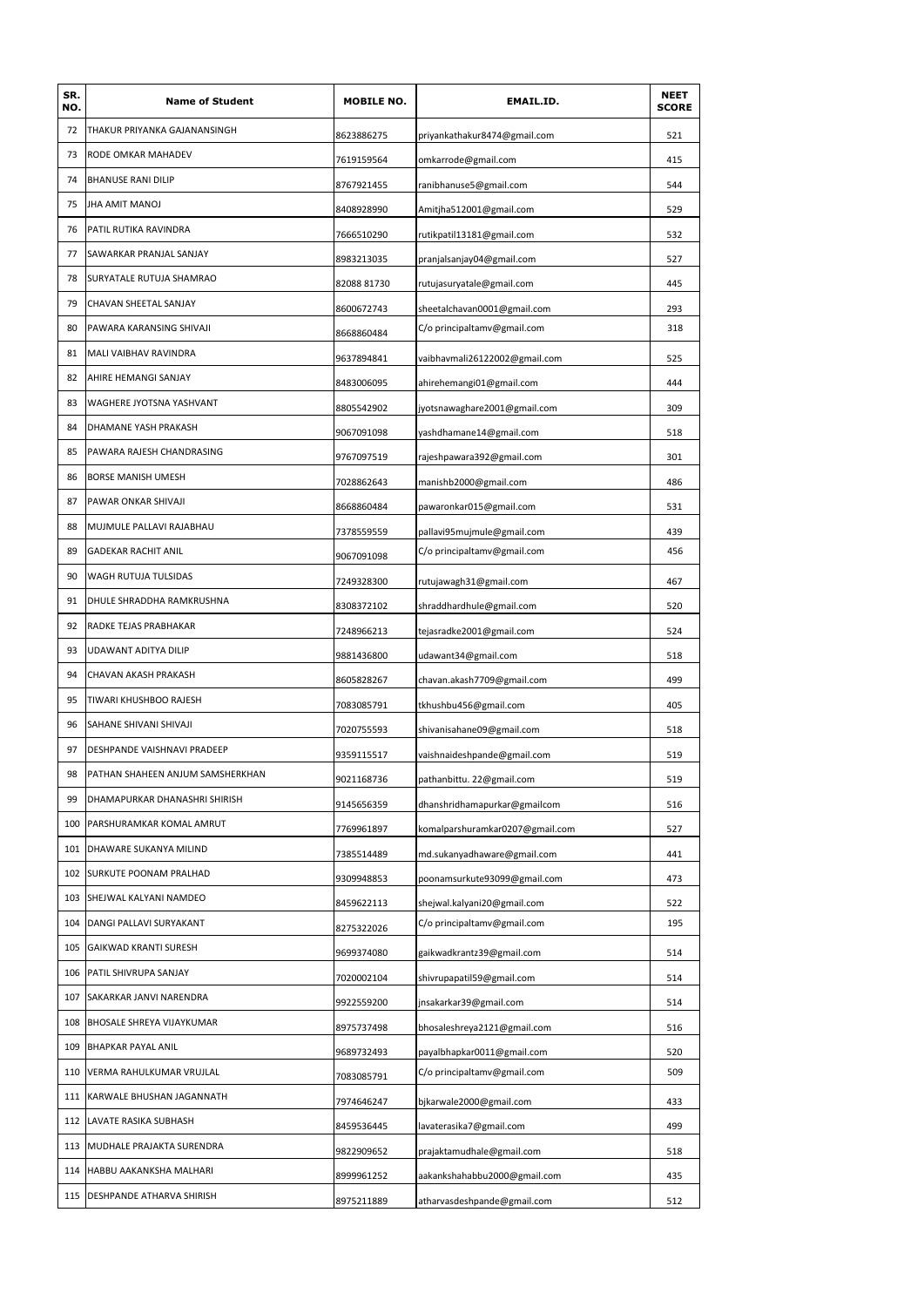| SR. NO. | Name of Student | MOBILE NO. | EMAIL.ID. | NEET SCORE |
|---|---|---|---|---|
| 72 | THAKUR PRIYANKA GAJANANSINGH | 8623886275 | priyankathakur8474@gmail.com | 521 |
| 73 | RODE OMKAR MAHADEV | 7619159564 | omkarrode@gmail.com | 415 |
| 74 | BHANUSE RANI DILIP | 8767921455 | ranibhanuse5@gmail.com | 544 |
| 75 | JHA AMIT MANOJ | 8408928990 | Amitjha512001@gmail.com | 529 |
| 76 | PATIL RUTIKA RAVINDRA | 7666510290 | rutikpatil13181@gmail.com | 532 |
| 77 | SAWARKAR PRANJAL SANJAY | 8983213035 | pranjalsanjay04@gmail.com | 527 |
| 78 | SURYATALE RUTUJA SHAMRAO | 82088 81730 | rutujasuryatale@gmail.com | 445 |
| 79 | CHAVAN SHEETAL SANJAY | 8600672743 | sheetalchavan0001@gmail.com | 293 |
| 80 | PAWARA KARANSING SHIVAJI | 8668860484 | C/o principaltamv@gmail.com | 318 |
| 81 | MALI VAIBHAV RAVINDRA | 9637894841 | vaibhavmali26122002@gmail.com | 525 |
| 82 | AHIRE HEMANGI SANJAY | 8483006095 | ahirehemangi01@gmail.com | 444 |
| 83 | WAGHERE JYOTSNA YASHVANT | 8805542902 | jyotsnawaghare2001@gmail.com | 309 |
| 84 | DHAMANE YASH PRAKASH | 9067091098 | yashdhamane14@gmail.com | 518 |
| 85 | PAWARA RAJESH CHANDRASING | 9767097519 | rajeshpawara392@gmail.com | 301 |
| 86 | BORSE MANISH UMESH | 7028862643 | manishb2000@gmail.com | 486 |
| 87 | PAWAR ONKAR SHIVAJI | 8668860484 | pawaronkar015@gmail.com | 531 |
| 88 | MUJMULE PALLAVI RAJABHAU | 7378559559 | pallavi95mujmule@gmail.com | 439 |
| 89 | GADEKAR RACHIT ANIL | 9067091098 | C/o principaltamv@gmail.com | 456 |
| 90 | WAGH RUTUJA TULSIDAS | 7249328300 | rutujawagh31@gmail.com | 467 |
| 91 | DHULE SHRADDHA RAMKRUSHNA | 8308372102 | shraddhardhule@gmail.com | 520 |
| 92 | RADKE TEJAS PRABHAKAR | 7248966213 | tejasradke2001@gmail.com | 524 |
| 93 | UDAWANT ADITYA DILIP | 9881436800 | udawant34@gmail.com | 518 |
| 94 | CHAVAN AKASH PRAKASH | 8605828267 | chavan.akash7709@gmail.com | 499 |
| 95 | TIWARI KHUSHBOO RAJESH | 7083085791 | tkhushbu456@gmail.com | 405 |
| 96 | SAHANE SHIVANI SHIVAJI | 7020755593 | shivanisahane09@gmail.com | 518 |
| 97 | DESHPANDE VAISHNAVI PRADEEP | 9359115517 | vaishnaideshpande@gmail.com | 519 |
| 98 | PATHAN SHAHEEN ANJUM SAMSHERKHAN | 9021168736 | pathanbittu. 22@gmail.com | 519 |
| 99 | DHAMAPURKAR DHANASHRI SHIRISH | 9145656359 | dhanshridhamapurkar@gmailcom | 516 |
| 100 | PARSHURAMKAR KOMAL AMRUT | 7769961897 | komalparshuramkar0207@gmail.com | 527 |
| 101 | DHAWARE SUKANYA MILIND | 7385514489 | md.sukanyadhaware@gmail.com | 441 |
| 102 | SURKUTE POONAM PRALHAD | 9309948853 | poonamsurkute93099@gmail.com | 473 |
| 103 | SHEJWAL KALYANI NAMDEO | 8459622113 | shejwal.kalyani20@gmail.com | 522 |
| 104 | DANGI PALLAVI SURYAKANT | 8275322026 | C/o principaltamv@gmail.com | 195 |
| 105 | GAIKWAD KRANTI SURESH | 9699374080 | gaikwadkrantz39@gmail.com | 514 |
| 106 | PATIL SHIVRUPA SANJAY | 7020002104 | shivrupapatil59@gmail.com | 514 |
| 107 | SAKARKAR JANVI NARENDRA | 9922559200 | jnsakarkar39@gmail.com | 514 |
| 108 | BHOSALE SHREYA VIJAYKUMAR | 8975737498 | bhosaleshreya2121@gmail.com | 516 |
| 109 | BHAPKAR PAYAL ANIL | 9689732493 | payalbhapkar0011@gmail.com | 520 |
| 110 | VERMA RAHULKUMAR VRUJLAL | 7083085791 | C/o principaltamv@gmail.com | 509 |
| 111 | KARWALE BHUSHAN JAGANNATH | 7974646247 | bjkarwale2000@gmail.com | 433 |
| 112 | LAVATE RASIKA SUBHASH | 8459536445 | lavaterasika7@gmail.com | 499 |
| 113 | MUDHALE PRAJAKTA SURENDRA | 9822909652 | prajaktamudhale@gmail.com | 518 |
| 114 | HABBU AAKANKSHA MALHARI | 8999961252 | aakankshahabbu2000@gmail.com | 435 |
| 115 | DESHPANDE ATHARVA SHIRISH | 8975211889 | atharvasdeshpande@gmail.com | 512 |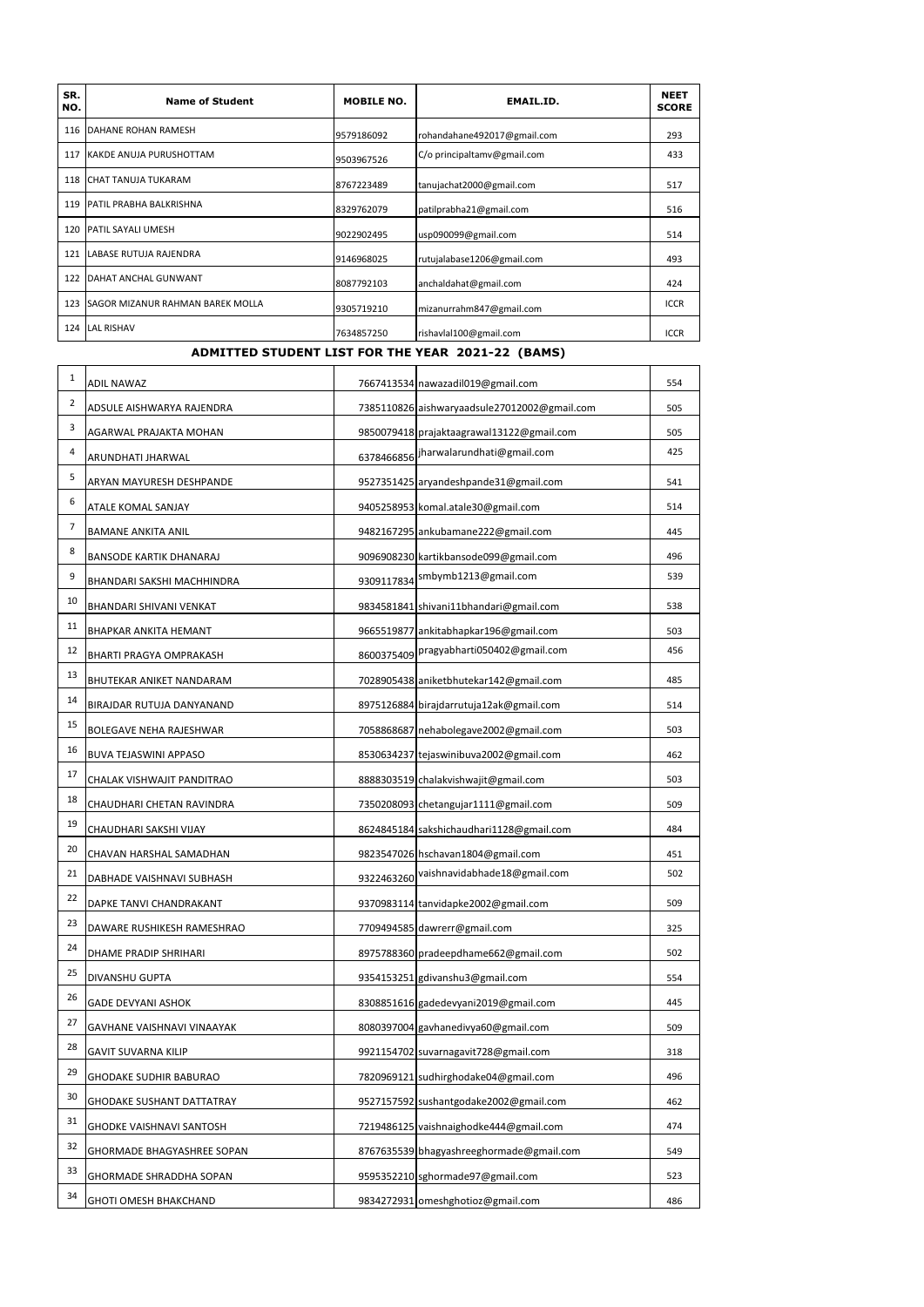| SR. NO. | Name of Student | MOBILE NO. | EMAIL.ID. | NEET SCORE |
|---|---|---|---|---|
| 116 | DAHANE ROHAN RAMESH | 9579186092 | rohandahane492017@gmail.com | 293 |
| 117 | KAKDE ANUJA PURUSHOTTAM | 9503967526 | C/o principaltamv@gmail.com | 433 |
| 118 | CHAT TANUJA TUKARAM | 8767223489 | tanujachat2000@gmail.com | 517 |
| 119 | PATIL PRABHA BALKRISHNA | 8329762079 | patilprabha21@gmail.com | 516 |
| 120 | PATIL SAYALI UMESH | 9022902495 | usp090099@gmail.com | 514 |
| 121 | LABASE RUTUJA RAJENDRA | 9146968025 | rutujalabase1206@gmail.com | 493 |
| 122 | DAHAT ANCHAL GUNWANT | 8087792103 | anchaldahat@gmail.com | 424 |
| 123 | SAGOR MIZANUR RAHMAN BAREK MOLLA | 9305719210 | mizanurrahm847@gmail.com | ICCR |
| 124 | LAL RISHAV | 7634857250 | rishavlal100@gmail.com | ICCR |

## ADMITTED STUDENT LIST FOR THE YEAR 2021-22 (BAMS)

| SR. NO. | Name of Student | MOBILE NO. | EMAIL.ID. | NEET SCORE |
|---|---|---|---|---|
| 1 | ADIL NAWAZ | 7667413534 | nawazadil019@gmail.com | 554 |
| 2 | ADSULE AISHWARYA RAJENDRA | 7385110826 | aishwaryaadsule27012002@gmail.com | 505 |
| 3 | AGARWAL PRAJAKTA MOHAN | 9850079418 | prajaktaagrawal13122@gmail.com | 505 |
| 4 | ARUNDHATI JHARWAL | 6378466856 | jharwalarundhati@gmail.com | 425 |
| 5 | ARYAN MAYURESH DESHPANDE | 9527351425 | aryandeshpande31@gmail.com | 541 |
| 6 | ATALE KOMAL SANJAY | 9405258953 | komal.atale30@gmail.com | 514 |
| 7 | BAMANE ANKITA ANIL | 9482167295 | ankubamane222@gmail.com | 445 |
| 8 | BANSODE KARTIK DHANARAJ | 9096908230 | kartikbansode099@gmail.com | 496 |
| 9 | BHANDARI SAKSHI MACHHINDRA | 9309117834 | smbymb1213@gmail.com | 539 |
| 10 | BHANDARI SHIVANI VENKAT | 9834581841 | shivani11bhandari@gmail.com | 538 |
| 11 | BHAPKAR ANKITA HEMANT | 9665519877 | ankitabhapkar196@gmail.com | 503 |
| 12 | BHARTI PRAGYA OMPRAKASH | 8600375409 | pragyabharti050402@gmail.com | 456 |
| 13 | BHUTEKAR ANIKET NANDARAM | 7028905438 | aniketbhutekar142@gmail.com | 485 |
| 14 | BIRAJDAR RUTUJA DANYANAND | 8975126884 | birajdarrutuja12ak@gmail.com | 514 |
| 15 | BOLEGAVE NEHA RAJESHWAR | 7058868687 | nehabolegave2002@gmail.com | 503 |
| 16 | BUVA TEJASWINI APPASO | 8530634237 | tejaswinibuva2002@gmail.com | 462 |
| 17 | CHALAK VISHWAJIT PANDITRAO | 8888303519 | chalakvishwajit@gmail.com | 503 |
| 18 | CHAUDHARI CHETAN RAVINDRA | 7350208093 | chetangujar1111@gmail.com | 509 |
| 19 | CHAUDHARI SAKSHI VIJAY | 8624845184 | sakshichaudhari1128@gmail.com | 484 |
| 20 | CHAVAN HARSHAL SAMADHAN | 9823547026 | hschavan1804@gmail.com | 451 |
| 21 | DABHADE VAISHNAVI SUBHASH | 9322463260 | vaishnavidabhade18@gmail.com | 502 |
| 22 | DAPKE TANVI CHANDRAKANT | 9370983114 | tanvidapke2002@gmail.com | 509 |
| 23 | DAWARE RUSHIKESH RAMESHRAO | 7709494585 | dawrerr@gmail.com | 325 |
| 24 | DHAME PRADIP SHRIHARI | 8975788360 | pradeepdhame662@gmail.com | 502 |
| 25 | DIVANSHU GUPTA | 9354153251 | gdivanshu3@gmail.com | 554 |
| 26 | GADE DEVYANI ASHOK | 8308851616 | gadedevyani2019@gmail.com | 445 |
| 27 | GAVHANE VAISHNAVI VINAAYAK | 8080397004 | gavhanedivya60@gmail.com | 509 |
| 28 | GAVIT SUVARNA KILIP | 9921154702 | suvarnagavit728@gmail.com | 318 |
| 29 | GHODAKE SUDHIR BABURAO | 7820969121 | sudhirghodake04@gmail.com | 496 |
| 30 | GHODAKE SUSHANT DATTATRAY | 9527157592 | sushantgodake2002@gmail.com | 462 |
| 31 | GHODKE VAISHNAVI SANTOSH | 7219486125 | vaishnaighodke444@gmail.com | 474 |
| 32 | GHORMADE BHAGYASHREE SOPAN | 8767635539 | bhagyashreeghormade@gmail.com | 549 |
| 33 | GHORMADE SHRADDHA SOPAN | 9595352210 | sghormade97@gmail.com | 523 |
| 34 | GHOTI OMESH BHAKCHAND | 9834272931 | omeshghotioz@gmail.com | 486 |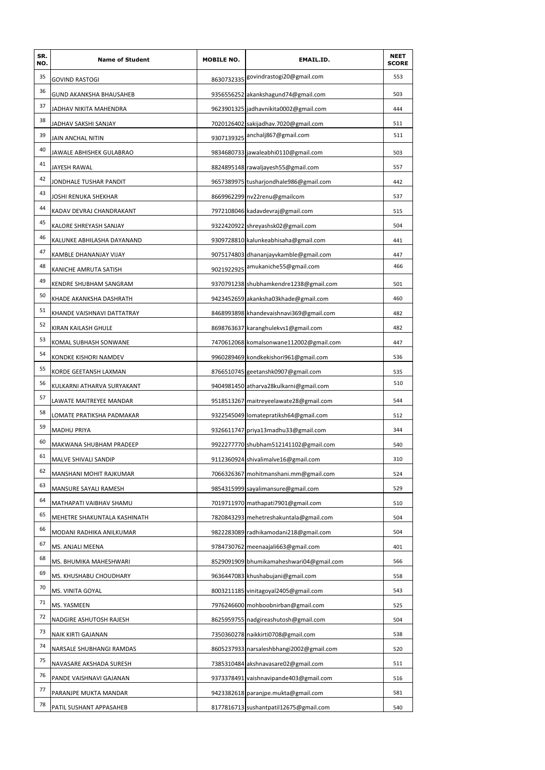| SR. NO. | Name of Student | MOBILE NO. | EMAIL.ID. | NEET SCORE |
|---|---|---|---|---|
| 35 | GOVIND RASTOGI | 8630732335 | govindrastogi20@gmail.com | 553 |
| 36 | GUND AKANKSHA BHAUSAHEB | 9356556252 | akankshagund74@gmail.com | 503 |
| 37 | JADHAV NIKITA MAHENDRA | 9623901325 | jadhavnikita0002@gmail.com | 444 |
| 38 | JADHAV SAKSHI SANJAY | 7020126402 | sakijadhav.7020@gmail.com | 511 |
| 39 | JAIN ANCHAL NITIN | 9307139325 | anchalj867@gmail.com | 511 |
| 40 | JAWALE ABHISHEK GULABRAO | 9834680733 | jawaleabhi0110@gmail.com | 503 |
| 41 | JAYESH RAWAL | 8824895148 | rawaljayesh55@gmail.com | 557 |
| 42 | JONDHALE TUSHAR PANDIT | 9657389975 | tusharjondhale986@gmail.com | 442 |
| 43 | JOSHI RENUKA SHEKHAR | 8669962299 | nv22renu@gmailcom | 537 |
| 44 | KADAV DEVRAJ CHANDRAKANT | 7972108046 | kadavdevraj@gmail.com | 515 |
| 45 | KALORE SHREYASH SANJAY | 9322420922 | shreyashsk02@gmail.com | 504 |
| 46 | KALUNKE ABHILASHA DAYANAND | 9309728810 | kalunkeabhisaha@gmail.com | 441 |
| 47 | KAMBLE DHANANJAY VIJAY | 9075174803 | dhananjayvkamble@gmail.com | 447 |
| 48 | KANICHE AMRUTA SATISH | 9021922925 | amukaniche55@gmail.com | 466 |
| 49 | KENDRE SHUBHAM SANGRAM | 9370791238 | shubhamkendre1238@gmail.com | 501 |
| 50 | KHADE AKANKSHA DASHRATH | 9423452659 | akanksha03khade@gmail.com | 460 |
| 51 | KHANDE VAISHNAVI DATTATRAY | 8468993898 | khandevaishnavi369@gmail.com | 482 |
| 52 | KIRAN KAILASH GHULE | 8698763637 | karanghulekvs1@gmail.com | 482 |
| 53 | KOMAL SUBHASH SONWANE | 7470612068 | komalsonwane112002@gmail.com | 447 |
| 54 | KONDKE KISHORI NAMDEV | 9960289469 | kondkekishori961@gmail.com | 536 |
| 55 | KORDE GEETANSH LAXMAN | 8766510745 | geetanshk0907@gmail.com | 535 |
| 56 | KULKARNI ATHARVA SURYAKANT | 9404981450 | atharva28kulkarni@gmail.com | 510 |
| 57 | LAWATE MAITREYEE MANDAR | 9518513267 | maitreyeelawate28@gmail.com | 544 |
| 58 | LOMATE PRATIKSHA PADMAKAR | 9322545049 | lomatepratiksh64@gmail.com | 512 |
| 59 | MADHU PRIYA | 9326611747 | priya13madhu33@gmail.com | 344 |
| 60 | MAKWANA SHUBHAM PRADEEP | 9922277770 | shubham512141102@gmail.com | 540 |
| 61 | MALVE SHIVALI SANDIP | 9112360924 | shivalimalve16@gmail.com | 310 |
| 62 | MANSHANI MOHIT RAJKUMAR | 7066326367 | mohitmanshani.mm@gmail.com | 524 |
| 63 | MANSURE SAYALI RAMESH | 9854315999 | sayalimansure@gmail.com | 529 |
| 64 | MATHAPATI VAIBHAV SHAMU | 7019711970 | mathapati7901@gmail.com | 510 |
| 65 | MEHETRE SHAKUNTALA KASHINATH | 7820843293 | mehetreshakuntala@gmail.com | 504 |
| 66 | MODANI RADHIKA ANILKUMAR | 9822283089 | radhikamodani218@gmail.com | 504 |
| 67 | MS. ANJALI MEENA | 9784730762 | meenaajali663@gmail.com | 401 |
| 68 | MS. BHUMIKA MAHESHWARI | 8529091909 | bhumikamaheshwari04@gmail.com | 566 |
| 69 | MS. KHUSHABU CHOUDHARY | 9636447083 | khushabujani@gmail.com | 558 |
| 70 | MS. VINITA GOYAL | 8003211185 | vinitagoyal2405@gmail.com | 543 |
| 71 | MS. YASMEEN | 7976246600 | mohboobnirban@gmail.com | 525 |
| 72 | NADGIRE ASHUTOSH RAJESH | 8625959755 | nadgireashutosh@gmail.com | 504 |
| 73 | NAIK KIRTI GAJANAN | 7350360278 | naikkirti0708@gmail.com | 538 |
| 74 | NARSALE SHUBHANGI RAMDAS | 8605237933 | narsaleshbhangi2002@gmail.com | 520 |
| 75 | NAVASARE AKSHADA SURESH | 7385310484 | akshnavasare02@gmail.com | 511 |
| 76 | PANDE VAISHNAVI GAJANAN | 9373378491 | vaishnavipande403@gmail.com | 516 |
| 77 | PARANJPE MUKTA MANDAR | 9423382618 | paranjpe.mukta@gmail.com | 581 |
| 78 | PATIL SUSHANT APPASAHEB | 8177816713 | sushantpatil12675@gmail.com | 540 |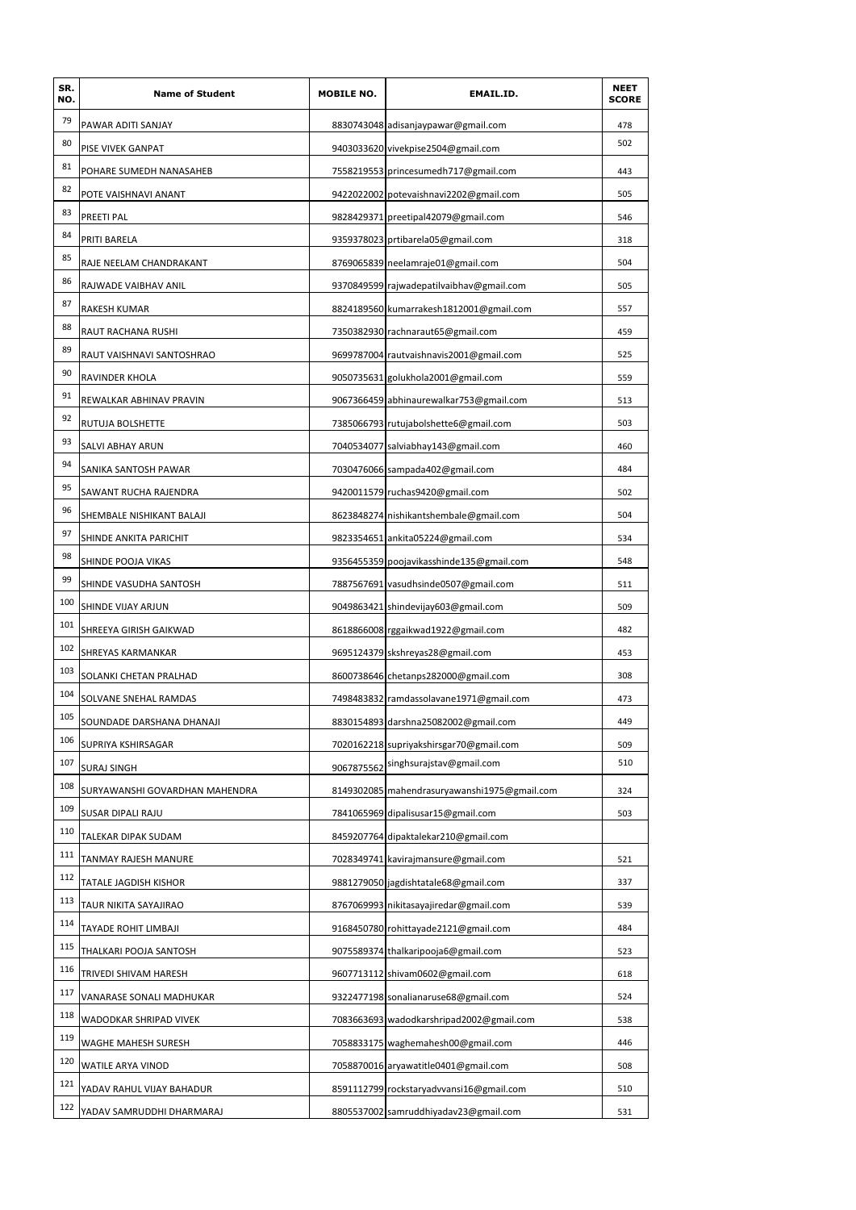| SR. NO. | Name of Student | MOBILE NO. | EMAIL.ID. | NEET SCORE |
|---|---|---|---|---|
| 79 | PAWAR ADITI SANJAY | 8830743048 | adisanjaypawar@gmail.com | 478 |
| 80 | PISE VIVEK GANPAT | 9403033620 | vivekpise2504@gmail.com | 502 |
| 81 | POHARE SUMEDH NANASAHEB | 7558219553 | princesumedh717@gmail.com | 443 |
| 82 | POTE VAISHNAVI ANANT | 9422022002 | potevaishnavi2202@gmail.com | 505 |
| 83 | PREETI PAL | 9828429371 | preetipal42079@gmail.com | 546 |
| 84 | PRITI BARELA | 9359378023 | prtibarela05@gmail.com | 318 |
| 85 | RAJE NEELAM CHANDRAKANT | 8769065839 | neelamraje01@gmail.com | 504 |
| 86 | RAJWADE VAIBHAV ANIL | 9370849599 | rajwadepatilvaibhav@gmail.com | 505 |
| 87 | RAKESH KUMAR | 8824189560 | kumarrakesh1812001@gmail.com | 557 |
| 88 | RAUT RACHANA RUSHI | 7350382930 | rachnaraut65@gmail.com | 459 |
| 89 | RAUT VAISHNAVI SANTOSHRAO | 9699787004 | rautvaishnavis2001@gmail.com | 525 |
| 90 | RAVINDER KHOLA | 9050735631 | golukhola2001@gmail.com | 559 |
| 91 | REWALKAR ABHINAV PRAVIN | 9067366459 | abhinaurewalkar753@gmail.com | 513 |
| 92 | RUTUJA BOLSHETTE | 7385066793 | rutujabolshette6@gmail.com | 503 |
| 93 | SALVI ABHAY ARUN | 7040534077 | salviabhay143@gmail.com | 460 |
| 94 | SANIKA SANTOSH PAWAR | 7030476066 | sampada402@gmail.com | 484 |
| 95 | SAWANT RUCHA RAJENDRA | 9420011579 | ruchas9420@gmail.com | 502 |
| 96 | SHEMBALE NISHIKANT BALAJI | 8623848274 | nishikantshembale@gmail.com | 504 |
| 97 | SHINDE ANKITA PARICHIT | 9823354651 | ankita05224@gmail.com | 534 |
| 98 | SHINDE POOJA VIKAS | 9356455359 | poojavikasshinde135@gmail.com | 548 |
| 99 | SHINDE VASUDHA SANTOSH | 7887567691 | vasudhsinde0507@gmail.com | 511 |
| 100 | SHINDE VIJAY ARJUN | 9049863421 | shindevijay603@gmail.com | 509 |
| 101 | SHREEYA GIRISH GAIKWAD | 8618866008 | rggaikwad1922@gmail.com | 482 |
| 102 | SHREYAS KARMANKAR | 9695124379 | skshreyas28@gmail.com | 453 |
| 103 | SOLANKI CHETAN PRALHAD | 8600738646 | chetanps282000@gmail.com | 308 |
| 104 | SOLVANE SNEHAL RAMDAS | 7498483832 | ramdassolavane1971@gmail.com | 473 |
| 105 | SOUNDADE DARSHANA DHANAJI | 8830154893 | darshna25082002@gmail.com | 449 |
| 106 | SUPRIYA KSHIRSAGAR | 7020162218 | supriyakshirsgar70@gmail.com | 509 |
| 107 | SURAJ SINGH | 9067875562 | singhsurajstav@gmail.com | 510 |
| 108 | SURYAWANSHI GOVARDHAN MAHENDRA | 8149302085 | mahendrasuryawanshi1975@gmail.com | 324 |
| 109 | SUSAR DIPALI RAJU | 7841065969 | dipalisusar15@gmail.com | 503 |
| 110 | TALEKAR DIPAK SUDAM | 8459207764 | dipaktalekar210@gmail.com | |
| 111 | TANMAY RAJESH MANURE | 7028349741 | kavirajmansure@gmail.com | 521 |
| 112 | TATALE JAGDISH KISHOR | 9881279050 | jagdishtatale68@gmail.com | 337 |
| 113 | TAUR NIKITA SAYAJIRAO | 8767069993 | nikitasayajiredar@gmail.com | 539 |
| 114 | TAYADE ROHIT LIMBAJI | 9168450780 | rohittayade2121@gmail.com | 484 |
| 115 | THALKARI POOJA SANTOSH | 9075589374 | thalkaripooja6@gmail.com | 523 |
| 116 | TRIVEDI SHIVAM HARESH | 9607713112 | shivam0602@gmail.com | 618 |
| 117 | VANARASE SONALI MADHUKAR | 9322477198 | sonalianaruse68@gmail.com | 524 |
| 118 | WADODKAR SHRIPAD VIVEK | 7083663693 | wadodkarshripad2002@gmail.com | 538 |
| 119 | WAGHE MAHESH SURESH | 7058833175 | waghemahesh00@gmail.com | 446 |
| 120 | WATILE ARYA VINOD | 7058870016 | aryawatitle0401@gmail.com | 508 |
| 121 | YADAV RAHUL VIJAY BAHADUR | 8591112799 | rockstaryadvvansi16@gmail.com | 510 |
| 122 | YADAV SAMRUDDHI DHARMARAJ | 8805537002 | samruddhiyadav23@gmail.com | 531 |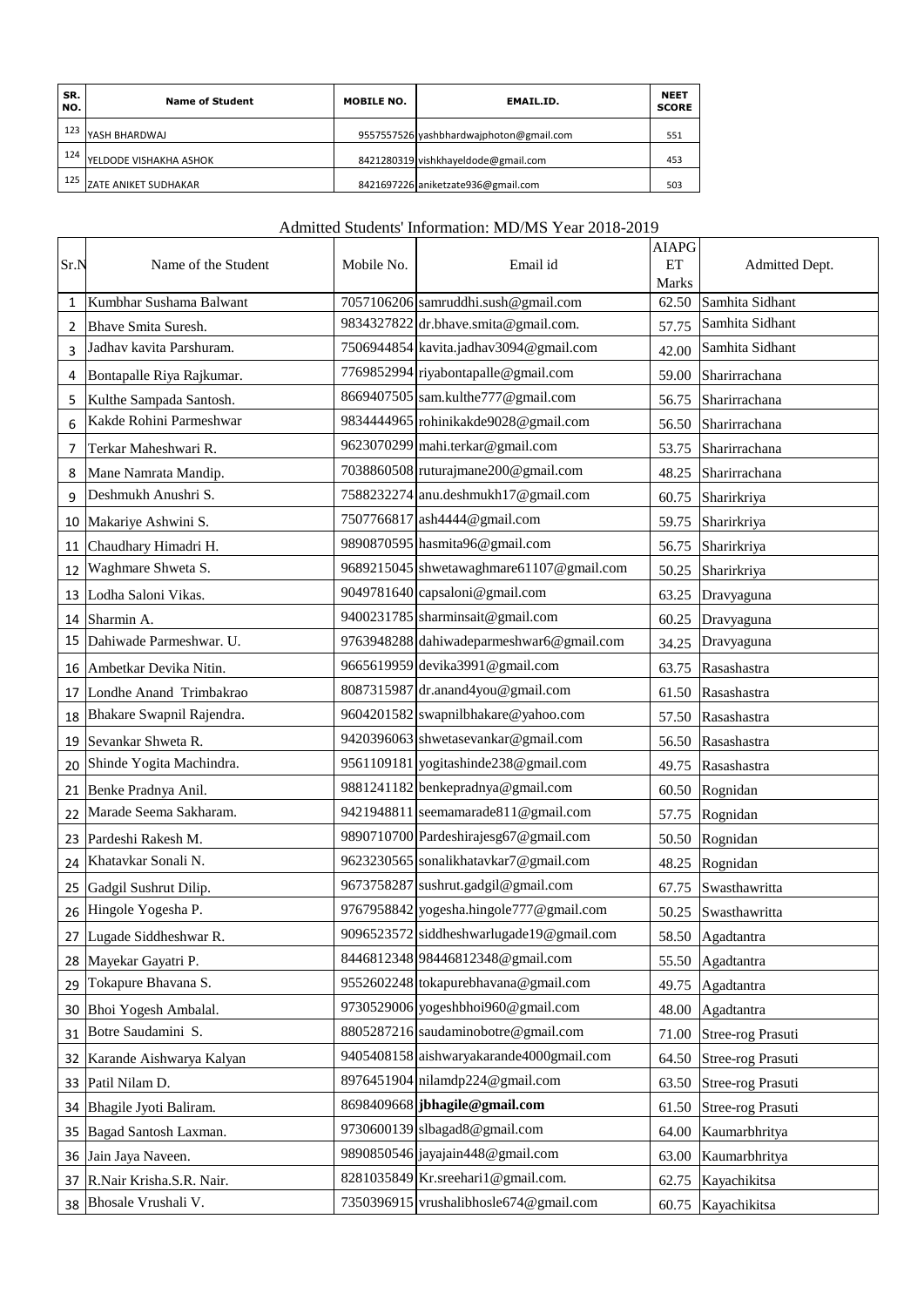| SR. NO. | Name of Student | MOBILE NO. | EMAIL.ID. | NEET SCORE |
|---|---|---|---|---|
| 123 | YASH BHARDWAJ | 9557557526 | yashbhardwajphoton@gmail.com | 551 |
| 124 | YELDODE VISHAKHA ASHOK | 8421280319 | vishkhayeldode@gmail.com | 453 |
| 125 | ZATE ANIKET SUDHAKAR | 8421697226 | aniketzate936@gmail.com | 503 |

## Admitted Students' Information: MD/MS Year 2018-2019

| Sr.N | Name of the Student | Mobile No. | Email id | AIAPGET Marks | Admitted Dept. |
|---|---|---|---|---|---|
| 1 | Kumbhar Sushama Balwant | 7057106206 | samruddhi.sush@gmail.com | 62.50 | Samhita Sidhant |
| 2 | Bhave Smita Suresh. | 9834327822 | dr.bhave.smita@gmail.com. | 57.75 | Samhita Sidhant |
| 3 | Jadhav kavita Parshuram. | 7506944854 | kavita.jadhav3094@gmail.com | 42.00 | Samhita Sidhant |
| 4 | Bontapalle Riya Rajkumar. | 7769852994 | riyabontapalle@gmail.com | 59.00 | Sharirrachana |
| 5 | Kulthe Sampada Santosh. | 8669407505 | sam.kulthe777@gmail.com | 56.75 | Sharirrachana |
| 6 | Kakde Rohini Parmeshwar | 9834444965 | rohinikakde9028@gmail.com | 56.50 | Sharirrachana |
| 7 | Terkar Maheshwari R. | 9623070299 | mahi.terkar@gmail.com | 53.75 | Sharirrachana |
| 8 | Mane Namrata Mandip. | 7038860508 | ruturajmane200@gmail.com | 48.25 | Sharirrachana |
| 9 | Deshmukh Anushri S. | 7588232274 | anu.deshmukh17@gmail.com | 60.75 | Sharirkriya |
| 10 | Makariye Ashwini S. | 7507766817 | ash4444@gmail.com | 59.75 | Sharirkriya |
| 11 | Chaudhary Himadri H. | 9890870595 | hasmita96@gmail.com | 56.75 | Sharirkriya |
| 12 | Waghmare Shweta S. | 9689215045 | shwetawaghmare61107@gmail.com | 50.25 | Sharirkriya |
| 13 | Lodha Saloni Vikas. | 9049781640 | capsaloni@gmail.com | 63.25 | Dravyaguna |
| 14 | Sharmin A. | 9400231785 | sharminsait@gmail.com | 60.25 | Dravyaguna |
| 15 | Dahiwade Parmeshwar. U. | 9763948288 | dahiwadeparmeshwar6@gmail.com | 34.25 | Dravyaguna |
| 16 | Ambetkar Devika Nitin. | 9665619959 | devika3991@gmail.com | 63.75 | Rasashastra |
| 17 | Londhe Anand Trimbakrao | 8087315987 | dr.anand4you@gmail.com | 61.50 | Rasashastra |
| 18 | Bhakare Swapnil Rajendra. | 9604201582 | swapnilbhakare@yahoo.com | 57.50 | Rasashastra |
| 19 | Sevankar Shweta R. | 9420396063 | shwetasevankar@gmail.com | 56.50 | Rasashastra |
| 20 | Shinde Yogita Machindra. | 9561109181 | yogitashinde238@gmail.com | 49.75 | Rasashastra |
| 21 | Benke Pradnya Anil. | 9881241182 | benkepradnya@gmail.com | 60.50 | Rognidan |
| 22 | Marade Seema Sakharam. | 9421948811 | seemamarade811@gmail.com | 57.75 | Rognidan |
| 23 | Pardeshi Rakesh M. | 9890710700 | Pardeshirajesg67@gmail.com | 50.50 | Rognidan |
| 24 | Khatavkar Sonali N. | 9623230565 | sonalikhatavkar7@gmail.com | 48.25 | Rognidan |
| 25 | Gadgil Sushrut Dilip. | 9673758287 | sushrut.gadgil@gmail.com | 67.75 | Swasthawritta |
| 26 | Hingole Yogesha P. | 9767958842 | yogesha.hingole777@gmail.com | 50.25 | Swasthawritta |
| 27 | Lugade Siddheshwar R. | 9096523572 | siddheshwarlugade19@gmail.com | 58.50 | Agadtantra |
| 28 | Mayekar Gayatri P. | 8446812348 | 98446812348@gmail.com | 55.50 | Agadtantra |
| 29 | Tokapure Bhavana S. | 9552602248 | tokapurebhavana@gmail.com | 49.75 | Agadtantra |
| 30 | Bhoi Yogesh Ambalal. | 9730529006 | yogeshbhoi960@gmail.com | 48.00 | Agadtantra |
| 31 | Botre Saudamini S. | 8805287216 | saudaminobotre@gmail.com | 71.00 | Stree-rog Prasuti |
| 32 | Karande Aishwarya Kalyan | 9405408158 | aishwaryakarande4000gmail.com | 64.50 | Stree-rog Prasuti |
| 33 | Patil Nilam D. | 8976451904 | nilamdp224@gmail.com | 63.50 | Stree-rog Prasuti |
| 34 | Bhagile Jyoti Baliram. | 8698409668 | **jbhagile@gmail.com** | 61.50 | Stree-rog Prasuti |
| 35 | Bagad Santosh Laxman. | 9730600139 | slbagad8@gmail.com | 64.00 | Kaumarbhritya |
| 36 | Jain Jaya Naveen. | 9890850546 | jayajain448@gmail.com | 63.00 | Kaumarbhritya |
| 37 | R.Nair Krisha.S.R. Nair. | 8281035849 | Kr.sreehari1@gmail.com. | 62.75 | Kayachikitsa |
| 38 | Bhosale Vrushali V. | 7350396915 | vrushalibhosle674@gmail.com | 60.75 | Kayachikitsa |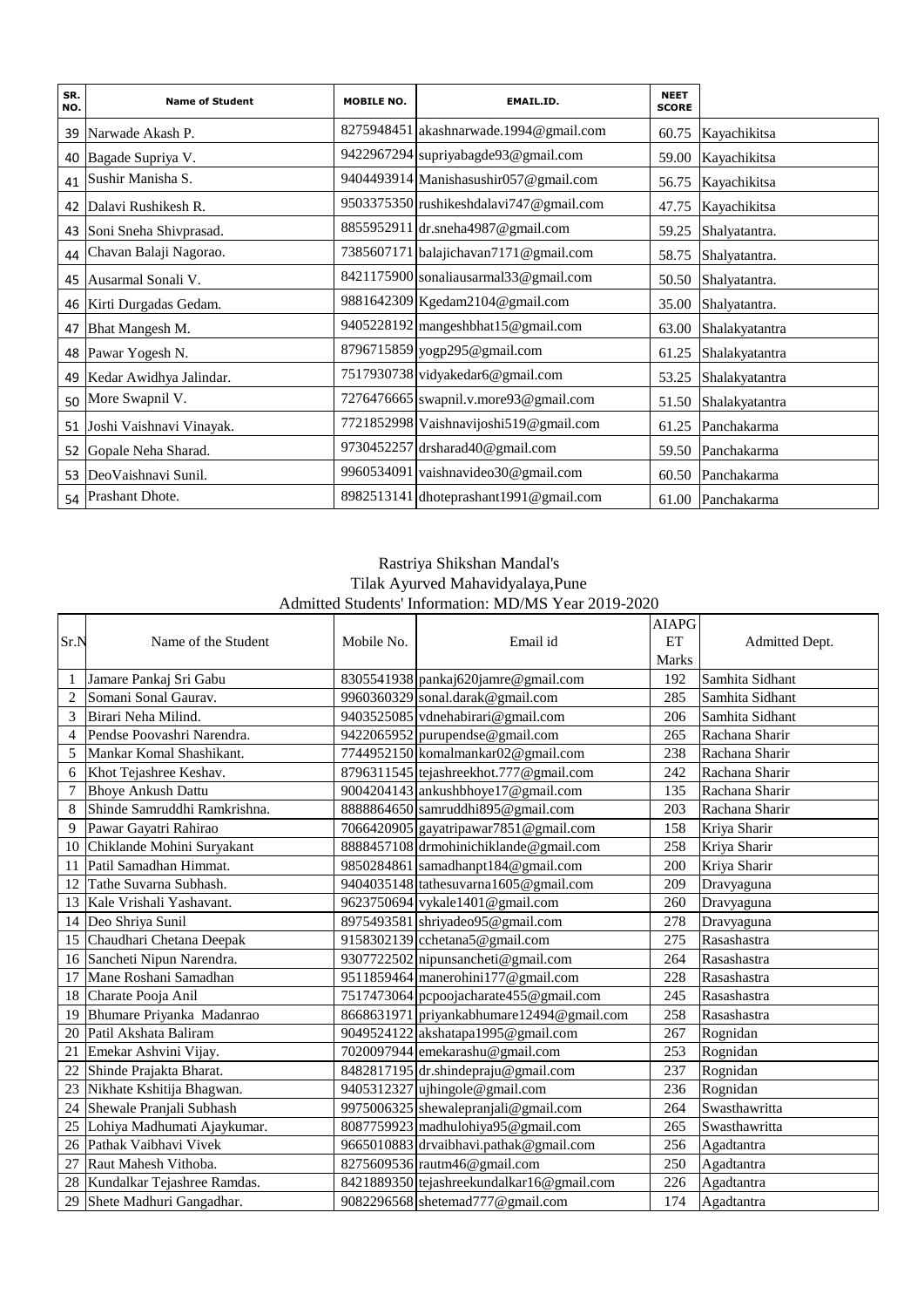| SR. NO. | Name of Student | MOBILE NO. | EMAIL.ID. | NEET SCORE | |
|---|---|---|---|---|---|
| 39 | Narwade Akash P. | 8275948451 | akashnarwade.1994@gmail.com | 60.75 | Kayachikitsa |
| 40 | Bagade Supriya V. | 9422967294 | supriyabagde93@gmail.com | 59.00 | Kayachikitsa |
| 41 | Sushir Manisha S. | 9404493914 | Manishasushir057@gmail.com | 56.75 | Kayachikitsa |
| 42 | Dalavi Rushikesh R. | 9503375350 | rushikeshdalavi747@gmail.com | 47.75 | Kayachikitsa |
| 43 | Soni Sneha Shivprasad. | 8855952911 | dr.sneha4987@gmail.com | 59.25 | Shalyatantra. |
| 44 | Chavan Balaji Nagorao. | 7385607171 | balajichavan7171@gmail.com | 58.75 | Shalyatantra. |
| 45 | Ausarmal Sonali V. | 8421175900 | sonaliausarmal33@gmail.com | 50.50 | Shalyatantra. |
| 46 | Kirti Durgadas Gedam. | 9881642309 | Kgedam2104@gmail.com | 35.00 | Shalyatantra. |
| 47 | Bhat Mangesh M. | 9405228192 | mangeshbhat15@gmail.com | 63.00 | Shalakyatantra |
| 48 | Pawar Yogesh N. | 8796715859 | yogp295@gmail.com | 61.25 | Shalakyatantra |
| 49 | Kedar Awidhya Jalindar. | 7517930738 | vidyakedar6@gmail.com | 53.25 | Shalakyatantra |
| 50 | More Swapnil V. | 7276476665 | swapnil.v.more93@gmail.com | 51.50 | Shalakyatantra |
| 51 | Joshi Vaishnavi Vinayak. | 7721852998 | Vaishnavijoshi519@gmail.com | 61.25 | Panchakarma |
| 52 | Gopale Neha Sharad. | 9730452257 | drsharad40@gmail.com | 59.50 | Panchakarma |
| 53 | DeoVaishnavi Sunil. | 9960534091 | vaishnavideo30@gmail.com | 60.50 | Panchakarma |
| 54 | Prashant Dhote. | 8982513141 | dhoteprashant1991@gmail.com | 61.00 | Panchakarma |

Rastriya Shikshan Mandal's
Tilak Ayurved Mahavidyalaya,Pune
Admitted Students' Information: MD/MS Year 2019-2020

| Sr.N | Name of the Student | Mobile No. | Email id | AIAPG ET Marks | Admitted Dept. |
|---|---|---|---|---|---|
| 1 | Jamare Pankaj Sri Gabu | 8305541938 | pankaj620jamre@gmail.com | 192 | Samhita Sidhant |
| 2 | Somani Sonal Gaurav. | 9960360329 | sonal.darak@gmail.com | 285 | Samhita Sidhant |
| 3 | Birari Neha Milind. | 9403525085 | vdnehabirari@gmail.com | 206 | Samhita Sidhant |
| 4 | Pendse Poovashri Narendra. | 9422065952 | purupendse@gmail.com | 265 | Rachana Sharir |
| 5 | Mankar Komal Shashikant. | 7744952150 | komalmankar02@gmail.com | 238 | Rachana Sharir |
| 6 | Khot Tejashree Keshav. | 8796311545 | tejashreekhot.777@gmail.com | 242 | Rachana Sharir |
| 7 | Bhoye Ankush Dattu | 9004204143 | ankushbhoye17@gmail.com | 135 | Rachana Sharir |
| 8 | Shinde Samruddhi Ramkrishna. | 8888864650 | samruddhi895@gmail.com | 203 | Rachana Sharir |
| 9 | Pawar Gayatri Rahirao | 7066420905 | gayatripawar7851@gmail.com | 158 | Kriya Sharir |
| 10 | Chiklande Mohini Suryakant | 8888457108 | drmohinichiklande@gmail.com | 258 | Kriya Sharir |
| 11 | Patil Samadhan Himmat. | 9850284861 | samadhanpt184@gmail.com | 200 | Kriya Sharir |
| 12 | Tathe Suvarna Subhash. | 9404035148 | tathesuvarna1605@gmail.com | 209 | Dravyaguna |
| 13 | Kale Vrishali Yashavant. | 9623750694 | vykale1401@gmail.com | 260 | Dravyaguna |
| 14 | Deo Shriya Sunil | 8975493581 | shriyadeo95@gmail.com | 278 | Dravyaguna |
| 15 | Chaudhari Chetana Deepak | 9158302139 | cchetana5@gmail.com | 275 | Rasashastra |
| 16 | Sancheti Nipun Narendra. | 9307722502 | nipunsancheti@gmail.com | 264 | Rasashastra |
| 17 | Mane Roshani Samadhan | 9511859464 | manerohini177@gmail.com | 228 | Rasashastra |
| 18 | Charate Pooja Anil | 7517473064 | pcpoojacharate455@gmail.com | 245 | Rasashastra |
| 19 | Bhumare Priyanka Madanrao | 8668631971 | priyankabhumare12494@gmail.com | 258 | Rasashastra |
| 20 | Patil Akshata Baliram | 9049524122 | akshatapa1995@gmail.com | 267 | Rognidan |
| 21 | Emekar Ashvini Vijay. | 7020097944 | emekarashu@gmail.com | 253 | Rognidan |
| 22 | Shinde Prajakta Bharat. | 8482817195 | dr.shindepraju@gmail.com | 237 | Rognidan |
| 23 | Nikhate Kshitija Bhagwan. | 9405312327 | ujhingole@gmail.com | 236 | Rognidan |
| 24 | Shewale Pranjali Subhash | 9975006325 | shewalepranjali@gmail.com | 264 | Swasthawritta |
| 25 | Lohiya Madhumati Ajaykumar. | 8087759923 | madhulohiya95@gmail.com | 265 | Swasthawritta |
| 26 | Pathak Vaibhavi Vivek | 9665010883 | drvaibhavi.pathak@gmail.com | 256 | Agadtantra |
| 27 | Raut Mahesh Vithoba. | 8275609536 | rautm46@gmail.com | 250 | Agadtantra |
| 28 | Kundalkar Tejashree Ramdas. | 8421889350 | tejashreekundalkar16@gmail.com | 226 | Agadtantra |
| 29 | Shete Madhuri Gangadhar. | 9082296568 | shetemad777@gmail.com | 174 | Agadtantra |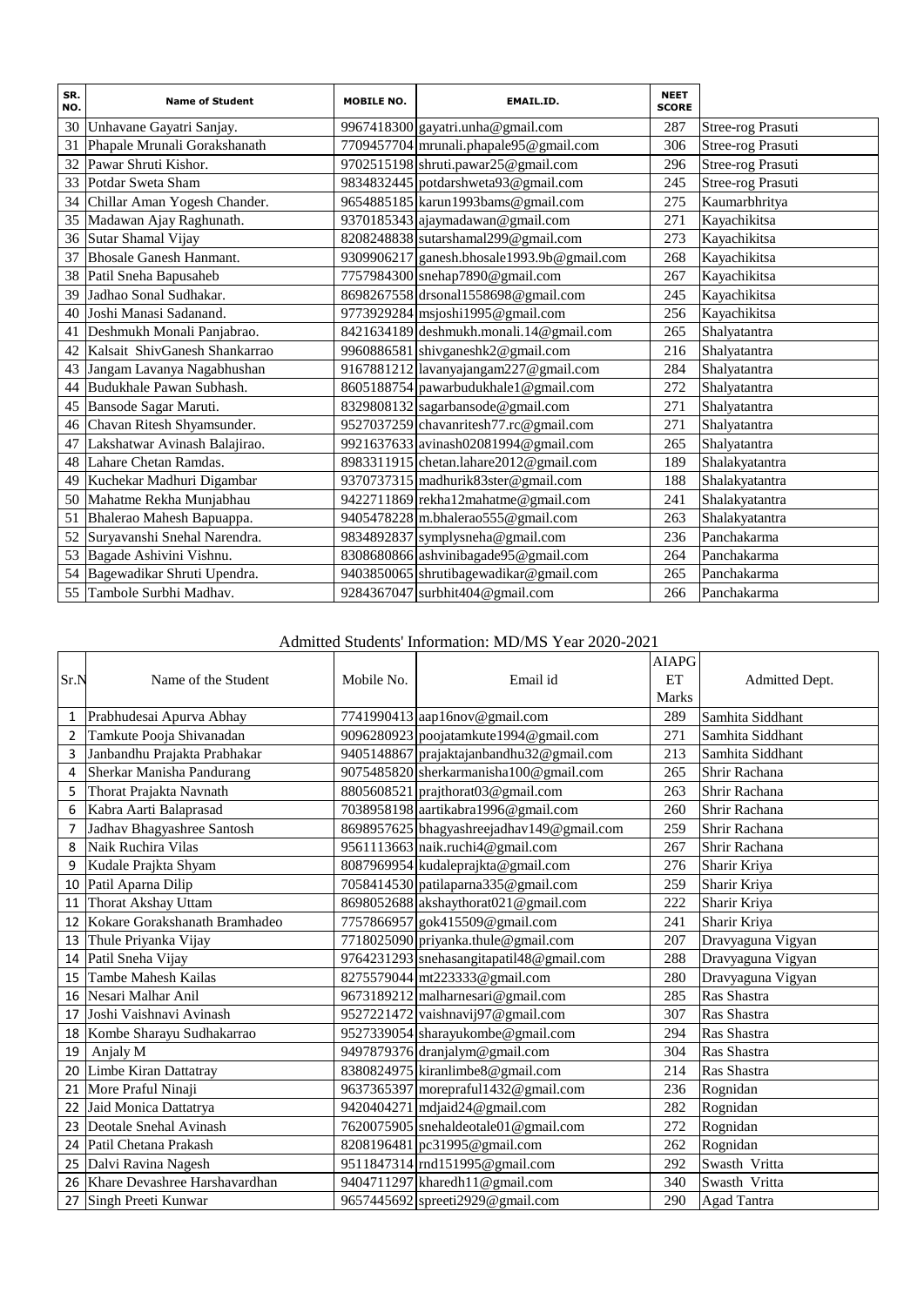| SR. NO. | Name of Student | MOBILE NO. | EMAIL.ID. | NEET SCORE | |
|---|---|---|---|---|---|
| 30 | Unhavane Gayatri Sanjay. | 9967418300 | gayatri.unha@gmail.com | 287 | Stree-rog Prasuti |
| 31 | Phapale Mrunali Gorakshanath | 7709457704 | mrunali.phapale95@gmail.com | 306 | Stree-rog Prasuti |
| 32 | Pawar Shruti Kishor. | 9702515198 | shruti.pawar25@gmail.com | 296 | Stree-rog Prasuti |
| 33 | Potdar Sweta Sham | 9834832445 | potdarshweta93@gmail.com | 245 | Stree-rog Prasuti |
| 34 | Chillar Aman Yogesh Chander. | 9654885185 | karun1993bams@gmail.com | 275 | Kaumarbhritya |
| 35 | Madawan Ajay Raghunath. | 9370185343 | ajaymadawan@gmail.com | 271 | Kayachikitsa |
| 36 | Sutar Shamal Vijay | 8208248838 | sutarshamal299@gmail.com | 273 | Kayachikitsa |
| 37 | Bhosale Ganesh Hanmant. | 9309906217 | ganesh.bhosale1993.9b@gmail.com | 268 | Kayachikitsa |
| 38 | Patil Sneha Bapusaheb | 7757984300 | snehap7890@gmail.com | 267 | Kayachikitsa |
| 39 | Jadhao Sonal Sudhakar. | 8698267558 | drsonal1558698@gmail.com | 245 | Kayachikitsa |
| 40 | Joshi Manasi Sadanand. | 9773929284 | msjoshi1995@gmail.com | 256 | Kayachikitsa |
| 41 | Deshmukh Monali Panjabrao. | 8421634189 | deshmukh.monali.14@gmail.com | 265 | Shalyatantra |
| 42 | Kalsait ShivGanesh Shankarrao | 9960886581 | shivganeshk2@gmail.com | 216 | Shalyatantra |
| 43 | Jangam Lavanya Nagabhushan | 9167881212 | lavanyajangam227@gmail.com | 284 | Shalyatantra |
| 44 | Budukhale Pawan Subhash. | 8605188754 | pawarbudukhale1@gmail.com | 272 | Shalyatantra |
| 45 | Bansode Sagar Maruti. | 8329808132 | sagarbansode@gmail.com | 271 | Shalyatantra |
| 46 | Chavan Ritesh Shyamsunder. | 9527037259 | chavanritesh77.rc@gmail.com | 271 | Shalyatantra |
| 47 | Lakshatwar Avinash Balajirao. | 9921637633 | avinash02081994@gmail.com | 265 | Shalyatantra |
| 48 | Lahare Chetan Ramdas. | 8983311915 | chetan.lahare2012@gmail.com | 189 | Shalakyatantra |
| 49 | Kuchekar Madhuri Digambar | 9370737315 | madhurik83ster@gmail.com | 188 | Shalakyatantra |
| 50 | Mahatme Rekha Munjabhau | 9422711869 | rekha12mahatme@gmail.com | 241 | Shalakyatantra |
| 51 | Bhalerao Mahesh Bapuappa. | 9405478228 | m.bhalerao555@gmail.com | 263 | Shalakyatantra |
| 52 | Suryavanshi Snehal Narendra. | 9834892837 | symplysneha@gmail.com | 236 | Panchakarma |
| 53 | Bagade Ashivini Vishnu. | 8308680866 | ashvinibagade95@gmail.com | 264 | Panchakarma |
| 54 | Bagewadikar Shruti Upendra. | 9403850065 | shrutibagewadikar@gmail.com | 265 | Panchakarma |
| 55 | Tambole Surbhi Madhav. | 9284367047 | surbhit404@gmail.com | 266 | Panchakarma |

Admitted Students' Information: MD/MS Year 2020-2021

| Sr.N | Name of the Student | Mobile No. | Email id | AIAPG ET Marks | Admitted Dept. |
|---|---|---|---|---|---|
| 1 | Prabhudesai Apurva Abhay | 7741990413 | aap16nov@gmail.com | 289 | Samhita Siddhant |
| 2 | Tamkute Pooja Shivanadan | 9096280923 | poojatamkute1994@gmail.com | 271 | Samhita Siddhant |
| 3 | Janbandhu Prajakta Prabhakar | 9405148867 | prajaktajanbandhu32@gmail.com | 213 | Samhita Siddhant |
| 4 | Sherkar Manisha Pandurang | 9075485820 | sherkarmanisha100@gmail.com | 265 | Shrir Rachana |
| 5 | Thorat Prajakta Navnath | 8805608521 | prajthorat03@gmail.com | 263 | Shrir Rachana |
| 6 | Kabra Aarti Balaprasad | 7038958198 | aartikabra1996@gmail.com | 260 | Shrir Rachana |
| 7 | Jadhav Bhagyashree Santosh | 8698957625 | bhagyashreejadhav149@gmail.com | 259 | Shrir Rachana |
| 8 | Naik Ruchira Vilas | 9561113663 | naik.ruchi4@gmail.com | 267 | Shrir Rachana |
| 9 | Kudale Prajkta Shyam | 8087969954 | kudaleprajkta@gmail.com | 276 | Sharir Kriya |
| 10 | Patil Aparna Dilip | 7058414530 | patilaparna335@gmail.com | 259 | Sharir Kriya |
| 11 | Thorat Akshay Uttam | 8698052688 | akshaythorat021@gmail.com | 222 | Sharir Kriya |
| 12 | Kokare Gorakshanath Bramhadeo | 7757866957 | gok415509@gmail.com | 241 | Sharir Kriya |
| 13 | Thule Priyanka Vijay | 7718025090 | priyanka.thule@gmail.com | 207 | Dravyaguna Vigyan |
| 14 | Patil Sneha Vijay | 9764231293 | snehasangitapatil48@gmail.com | 288 | Dravyaguna Vigyan |
| 15 | Tambe Mahesh Kailas | 8275579044 | mt223333@gmail.com | 280 | Dravyaguna Vigyan |
| 16 | Nesari Malhar Anil | 9673189212 | malharnesari@gmail.com | 285 | Ras Shastra |
| 17 | Joshi Vaishnavi Avinash | 9527221472 | vaishnavij97@gmail.com | 307 | Ras Shastra |
| 18 | Kombe Sharayu Sudhakarrao | 9527339054 | sharayukombe@gmail.com | 294 | Ras Shastra |
| 19 | Anjaly M | 9497879376 | dranjalym@gmail.com | 304 | Ras Shastra |
| 20 | Limbe Kiran Dattatray | 8380824975 | kiranlimbe8@gmail.com | 214 | Ras Shastra |
| 21 | More Praful Ninaji | 9637365397 | morepraful1432@gmail.com | 236 | Rognidan |
| 22 | Jaid Monica Dattatrya | 9420404271 | mdjaid24@gmail.com | 282 | Rognidan |
| 23 | Deotale Snehal Avinash | 7620075905 | snehaldeotale01@gmail.com | 272 | Rognidan |
| 24 | Patil Chetana Prakash | 8208196481 | pc31995@gmail.com | 262 | Rognidan |
| 25 | Dalvi Ravina Nagesh | 9511847314 | rnd151995@gmail.com | 292 | Swasth Vritta |
| 26 | Khare Devashree Harshavardhan | 9404711297 | kharedh11@gmail.com | 340 | Swasth Vritta |
| 27 | Singh Preeti Kunwar | 9657445692 | spreeti2929@gmail.com | 290 | Agad Tantra |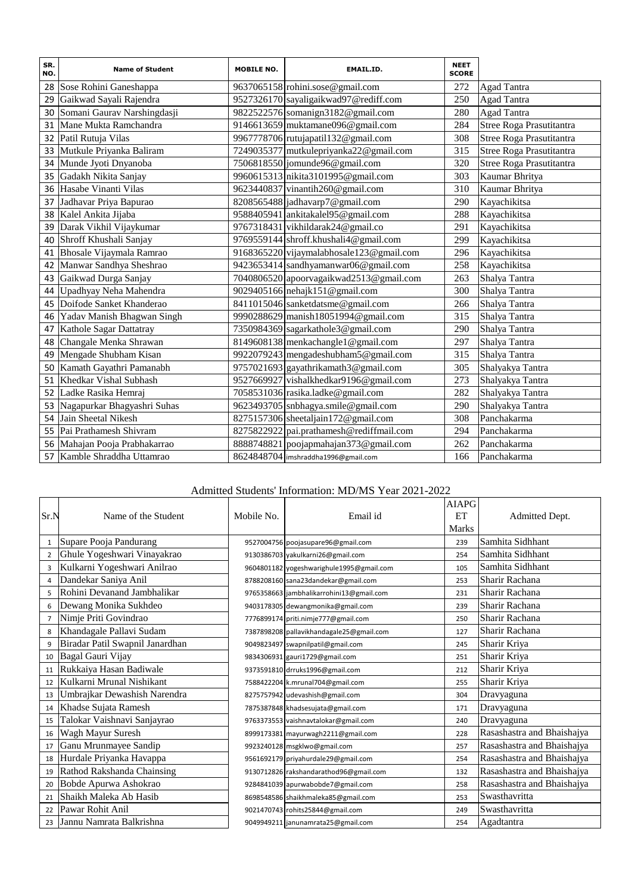| SR. NO. | Name of Student | MOBILE NO. | EMAIL.ID. | NEET SCORE | |
|---|---|---|---|---|---|
| 28 | Sose Rohini Ganeshappa | 9637065158 | rohini.sose@gmail.com | 272 | Agad Tantra |
| 29 | Gaikwad Sayali Rajendra | 9527326170 | sayaligaikwad97@rediff.com | 250 | Agad Tantra |
| 30 | Somani Gaurav Narshingdasji | 9822522576 | somanign3182@gmail.com | 280 | Agad Tantra |
| 31 | Mane Mukta Ramchandra | 9146613659 | muktamane096@gmail.com | 284 | Stree Roga Prasutitantra |
| 32 | Patil Rutuja Vilas | 9967778706 | rutujapatil132@gmail.com | 308 | Stree Roga Prasutitantra |
| 33 | Mutkule Priyanka Baliram | 7249035377 | mutkulepriyanka22@gmail.com | 315 | Stree Roga Prasutitantra |
| 34 | Munde Jyoti Dnyanoba | 7506818550 | jomunde96@gmail.com | 320 | Stree Roga Prasutitantra |
| 35 | Gadakh Nikita Sanjay | 9960615313 | nikita3101995@gmail.com | 303 | Kaumar Bhritya |
| 36 | Hasabe Vinanti Vilas | 9623440837 | vinantih260@gmail.com | 310 | Kaumar Bhritya |
| 37 | Jadhavar Priya Bapurao | 8208565488 | jadhavarp7@gmail.com | 290 | Kayachikitsa |
| 38 | Kalel Ankita Jijaba | 9588405941 | ankitakalel95@gmail.com | 288 | Kayachikitsa |
| 39 | Darak Vikhil Vijaykumar | 9767318431 | vikhildarak24@gmail.co | 291 | Kayachikitsa |
| 40 | Shroff Khushali Sanjay | 9769559144 | shroff.khushali4@gmail.com | 299 | Kayachikitsa |
| 41 | Bhosale Vijaymala Ramrao | 9168365220 | vijaymalabhosale123@gmail.com | 296 | Kayachikitsa |
| 42 | Manwar Sandhya Sheshrao | 9423653414 | sandhyamanwar06@gmail.com | 258 | Kayachikitsa |
| 43 | Gaikwad Durga Sanjay | 7040806520 | apoorvagaikwad2513@gmail.com | 263 | Shalya Tantra |
| 44 | Upadhyay Neha Mahendra | 9029405166 | nehajk151@gmail.com | 300 | Shalya Tantra |
| 45 | Doifode Sanket Khanderao | 8411015046 | sanketdatsme@gmail.com | 266 | Shalya Tantra |
| 46 | Yadav Manish Bhagwan Singh | 9990288629 | manish18051994@gmail.com | 315 | Shalya Tantra |
| 47 | Kathole Sagar Dattatray | 7350984369 | sagarkathole3@gmail.com | 290 | Shalya Tantra |
| 48 | Changale Menka Shrawan | 8149608138 | menkachangle1@gmail.com | 297 | Shalya Tantra |
| 49 | Mengade Shubham Kisan | 9922079243 | mengadeshubham5@gmail.com | 315 | Shalya Tantra |
| 50 | Kamath Gayathri Pamanabh | 9757021693 | gayathrikamath3@gmail.com | 305 | Shalyakya Tantra |
| 51 | Khedkar Vishal Subhash | 9527669927 | vishalkhedkar9196@gmail.com | 273 | Shalyakya Tantra |
| 52 | Ladke Rasika Hemraj | 7058531036 | rasika.ladke@gmail.com | 282 | Shalyakya Tantra |
| 53 | Nagapurkar Bhagyashri Suhas | 9623493705 | snbhagya.smile@gmail.com | 290 | Shalyakya Tantra |
| 54 | Jain Sheetal Nikesh | 8275157306 | sheetaljain172@gmail.com | 308 | Panchakarma |
| 55 | Pai Prathamesh Shivram | 8275822922 | pai.prathamesh@rediffmail.com | 294 | Panchakarma |
| 56 | Mahajan Pooja Prabhakarrao | 8888748821 | poojapmahajan373@gmail.com | 262 | Panchakarma |
| 57 | Kamble Shraddha Uttamrao | 8624848704 | imshraddha1996@gmail.com | 166 | Panchakarma |

Admitted Students' Information: MD/MS Year 2021-2022

| Sr.N | Name of the Student | Mobile No. | Email id | AIAPG ET Marks | Admitted Dept. |
|---|---|---|---|---|---|
| 1 | Supare Pooja Pandurang | 9527004756 | poojasupare96@gmail.com | 239 | Samhita Sidhhant |
| 2 | Ghule Yogeshwari Vinayakrao | 9130386703 | yakulkarni26@gmail.com | 254 | Samhita Sidhhant |
| 3 | Kulkarni Yogeshwari Anilrao | 9604801182 | yogeshwarighule1995@gmail.com | 105 | Samhita Sidhhant |
| 4 | Dandekar Saniya Anil | 8788208160 | sana23dandekar@gmail.com | 253 | Sharir Rachana |
| 5 | Rohini Devanand Jambhalikar | 9765358663 | jambhalikarrohini13@gmail.com | 231 | Sharir Rachana |
| 6 | Dewang Monika Sukhdeo | 9403178305 | dewangmonika@gmail.com | 239 | Sharir Rachana |
| 7 | Nimje Priti Govindrao | 7776899174 | priti.nimje777@gmail.com | 250 | Sharir Rachana |
| 8 | Khandagale Pallavi Sudam | 7387898208 | pallavikhandagale25@gmail.com | 127 | Sharir Rachana |
| 9 | Biradar Patil Swapnil Janardhan | 9049823497 | swapnilpatil@gmail.com | 245 | Sharir Kriya |
| 10 | Bagal Gauri Vijay | 9834306931 | gauri1729@gmail.com | 251 | Sharir Kriya |
| 11 | Rukkaiya Hasan Badiwale | 9373591810 | drruks1996@gmail.com | 212 | Sharir Kriya |
| 12 | Kulkarni Mrunal Nishikant | 7588422204 | k.mrunal704@gmail.com | 255 | Sharir Kriya |
| 13 | Umbrajkar Dewashish Narendra | 8275757942 | udevashish@gmail.com | 304 | Dravyaguna |
| 14 | Khadse Sujata Ramesh | 7875387848 | khadsesujata@gmail.com | 171 | Dravyaguna |
| 15 | Talokar Vaishnavi Sanjayrao | 9763373553 | vaishnavtalokar@gmail.com | 240 | Dravyaguna |
| 16 | Wagh Mayur Suresh | 8999173381 | mayurwagh2211@gmail.com | 228 | Rasashastra and Bhaishajya |
| 17 | Ganu Mrunmayee Sandip | 9923240128 | msgklwo@gmail.com | 257 | Rasashastra and Bhaishajya |
| 18 | Hurdale Priyanka Havappa | 9561692179 | priyahurdale29@gmail.com | 254 | Rasashastra and Bhaishajya |
| 19 | Rathod Rakshanda Chainsing | 9130712826 | rakshandarathod96@gmail.com | 132 | Rasashastra and Bhaishajya |
| 20 | Bobde Apurwa Ashokrao | 9284841039 | apurwabobde7@gmail.com | 258 | Rasashastra and Bhaishajya |
| 21 | Shaikh Maleka Ab Hasib | 8698548586 | shaikhmaleka85@gmail.com | 253 | Swasthavritta |
| 22 | Pawar Rohit Anil | 9021470743 | rohits25844@gmail.com | 249 | Swasthavritta |
| 23 | Jannu Namrata Balkrishna | 9049949211 | janunamrata25@gmail.com | 254 | Agadtantra |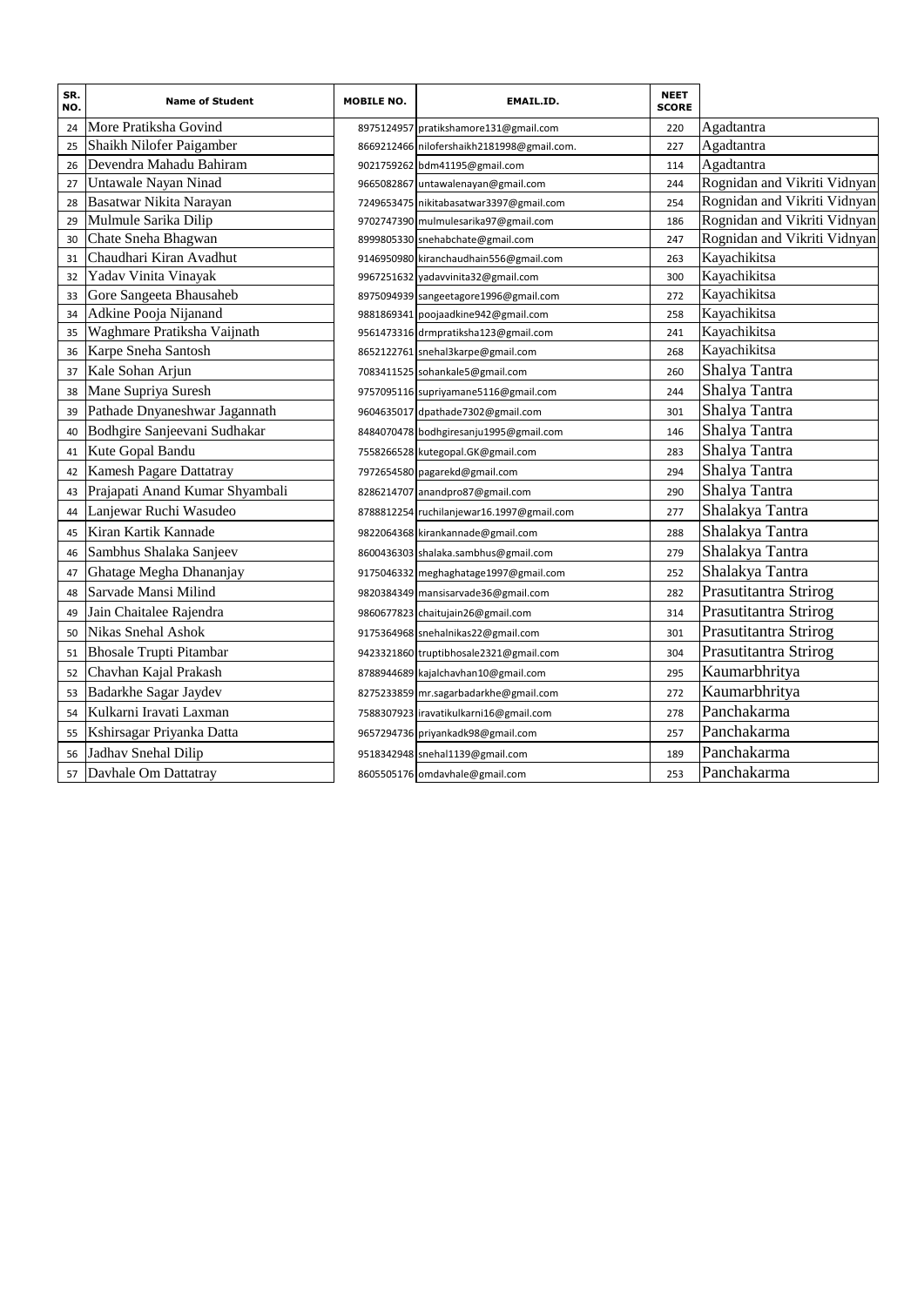| SR. NO. | Name of Student | MOBILE NO. | EMAIL.ID. | NEET SCORE | |
|---|---|---|---|---|---|
| 24 | More Pratiksha Govind | 8975124957 | pratikshamore131@gmail.com | 220 | Agadtantra |
| 25 | Shaikh Nilofer Paigamber | 8669212466 | nilofershaikh2181998@gmail.com. | 227 | Agadtantra |
| 26 | Devendra Mahadu Bahiram | 9021759262 | bdm41195@gmail.com | 114 | Agadtantra |
| 27 | Untawale Nayan Ninad | 9665082867 | untawalenayan@gmail.com | 244 | Rognidan and Vikriti Vidnyan |
| 28 | Basatwar Nikita Narayan | 7249653475 | nikitabasatwar3397@gmail.com | 254 | Rognidan and Vikriti Vidnyan |
| 29 | Mulmule Sarika Dilip | 9702747390 | mulmulesarika97@gmail.com | 186 | Rognidan and Vikriti Vidnyan |
| 30 | Chate Sneha Bhagwan | 8999805330 | snehabchate@gmail.com | 247 | Rognidan and Vikriti Vidnyan |
| 31 | Chaudhari Kiran Avadhut | 9146950980 | kiranchaudhain556@gmail.com | 263 | Kayachikitsa |
| 32 | Yadav Vinita Vinayak | 9967251632 | yadavvinita32@gmail.com | 300 | Kayachikitsa |
| 33 | Gore Sangeeta Bhausaheb | 8975094939 | sangeetagore1996@gmail.com | 272 | Kayachikitsa |
| 34 | Adkine Pooja Nijanand | 9881869341 | poojaadkine942@gmail.com | 258 | Kayachikitsa |
| 35 | Waghmare Pratiksha Vaijnath | 9561473316 | drmpratiksha123@gmail.com | 241 | Kayachikitsa |
| 36 | Karpe Sneha Santosh | 8652122761 | snehal3karpe@gmail.com | 268 | Kayachikitsa |
| 37 | Kale Sohan Arjun | 7083411525 | sohankale5@gmail.com | 260 | Shalya Tantra |
| 38 | Mane Supriya Suresh | 9757095116 | supriyamane5116@gmail.com | 244 | Shalya Tantra |
| 39 | Pathade Dnyaneshwar Jagannath | 9604635017 | dpathade7302@gmail.com | 301 | Shalya Tantra |
| 40 | Bodhgire Sanjeevani Sudhakar | 8484070478 | bodhgiresanju1995@gmail.com | 146 | Shalya Tantra |
| 41 | Kute Gopal Bandu | 7558266528 | kutegopal.GK@gmail.com | 283 | Shalya Tantra |
| 42 | Kamesh Pagare Dattatray | 7972654580 | pagarekd@gmail.com | 294 | Shalya Tantra |
| 43 | Prajapati Anand Kumar Shyambali | 8286214707 | anandpro87@gmail.com | 290 | Shalya Tantra |
| 44 | Lanjewar Ruchi Wasudeo | 8788812254 | ruchilanjewar16.1997@gmail.com | 277 | Shalakya Tantra |
| 45 | Kiran Kartik Kannade | 9822064368 | kirankannade@gmail.com | 288 | Shalakya Tantra |
| 46 | Sambhus Shalaka Sanjeev | 8600436303 | shalaka.sambhus@gmail.com | 279 | Shalakya Tantra |
| 47 | Ghatage Megha Dhananjay | 9175046332 | meghaghatage1997@gmail.com | 252 | Shalakya Tantra |
| 48 | Sarvade Mansi Milind | 9820384349 | mansisarvade36@gmail.com | 282 | Prasutitantra Strirog |
| 49 | Jain Chaitalee Rajendra | 9860677823 | chaitujain26@gmail.com | 314 | Prasutitantra Strirog |
| 50 | Nikas Snehal Ashok | 9175364968 | snehalnikas22@gmail.com | 301 | Prasutitantra Strirog |
| 51 | Bhosale Trupti Pitambar | 9423321860 | truptibhosale2321@gmail.com | 304 | Prasutitantra Strirog |
| 52 | Chavhan Kajal Prakash | 8788944689 | kajalchavhan10@gmail.com | 295 | Kaumarbhritya |
| 53 | Badarkhe Sagar Jaydev | 8275233859 | mr.sagarbadarkhe@gmail.com | 272 | Kaumarbhritya |
| 54 | Kulkarni Iravati Laxman | 7588307923 | iravatikulkarni16@gmail.com | 278 | Panchakarma |
| 55 | Kshirsagar Priyanka Datta | 9657294736 | priyankadk98@gmail.com | 257 | Panchakarma |
| 56 | Jadhav Snehal Dilip | 9518342948 | snehal1139@gmail.com | 189 | Panchakarma |
| 57 | Davhale Om Dattatray | 8605505176 | omdavhale@gmail.com | 253 | Panchakarma |